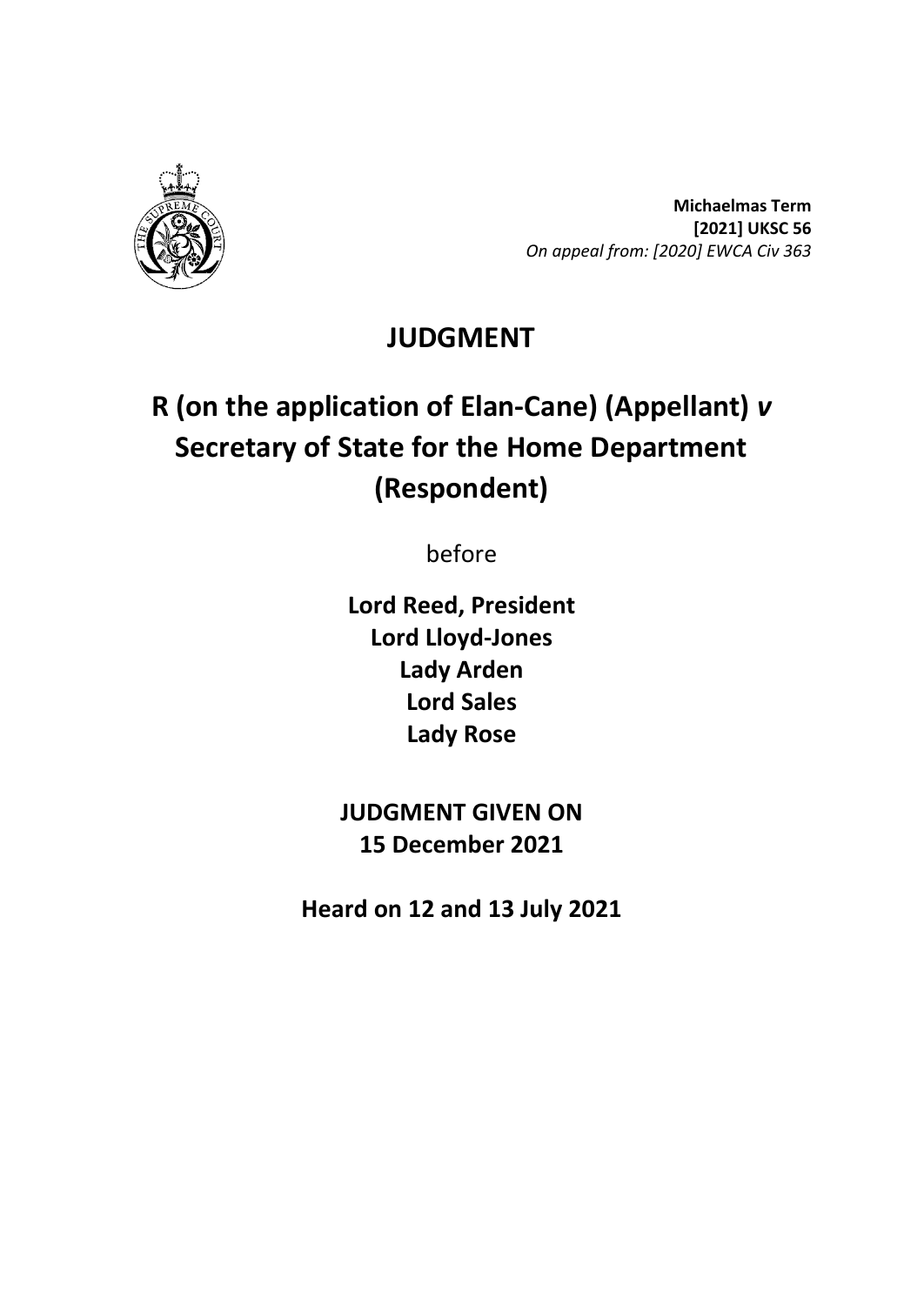**Michaelmas Term**
**[2021] UKSC 56**
*On appeal from: [2020] EWCA Civ 363*

# JUDGMENT

# R (on the application of Elan-Cane) (Appellant) *v* Secretary of State for the Home Department (Respondent)

before

**Lord Reed, President**
**Lord Lloyd-Jones**
**Lady Arden**
**Lord Sales**
**Lady Rose**

**JUDGMENT GIVEN ON**
**15 December 2021**

**Heard on 12 and 13 July 2021**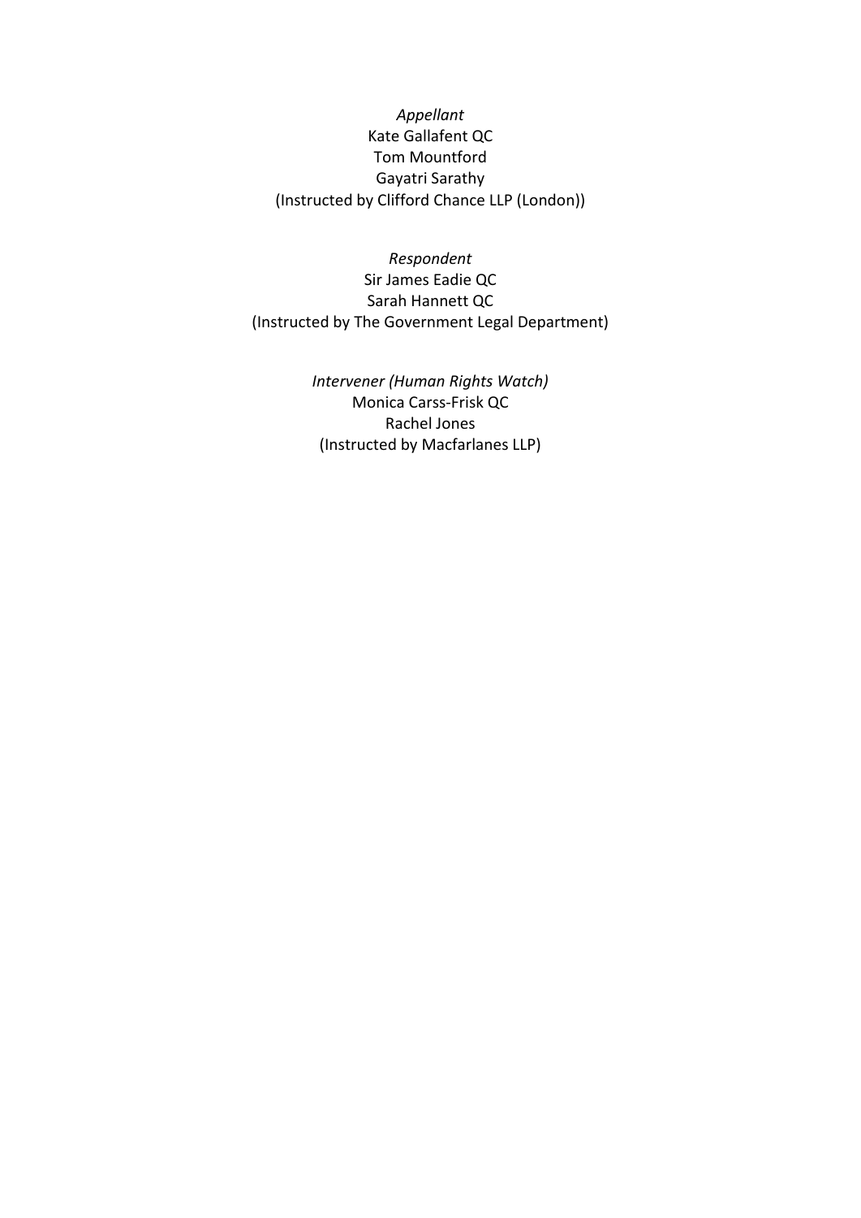*Appellant*
Kate Gallafent QC
Tom Mountford
Gayatri Sarathy
(Instructed by Clifford Chance LLP (London))

*Respondent*
Sir James Eadie QC
Sarah Hannett QC
(Instructed by The Government Legal Department)

*Intervener (Human Rights Watch)*
Monica Carss-Frisk QC
Rachel Jones
(Instructed by Macfarlanes LLP)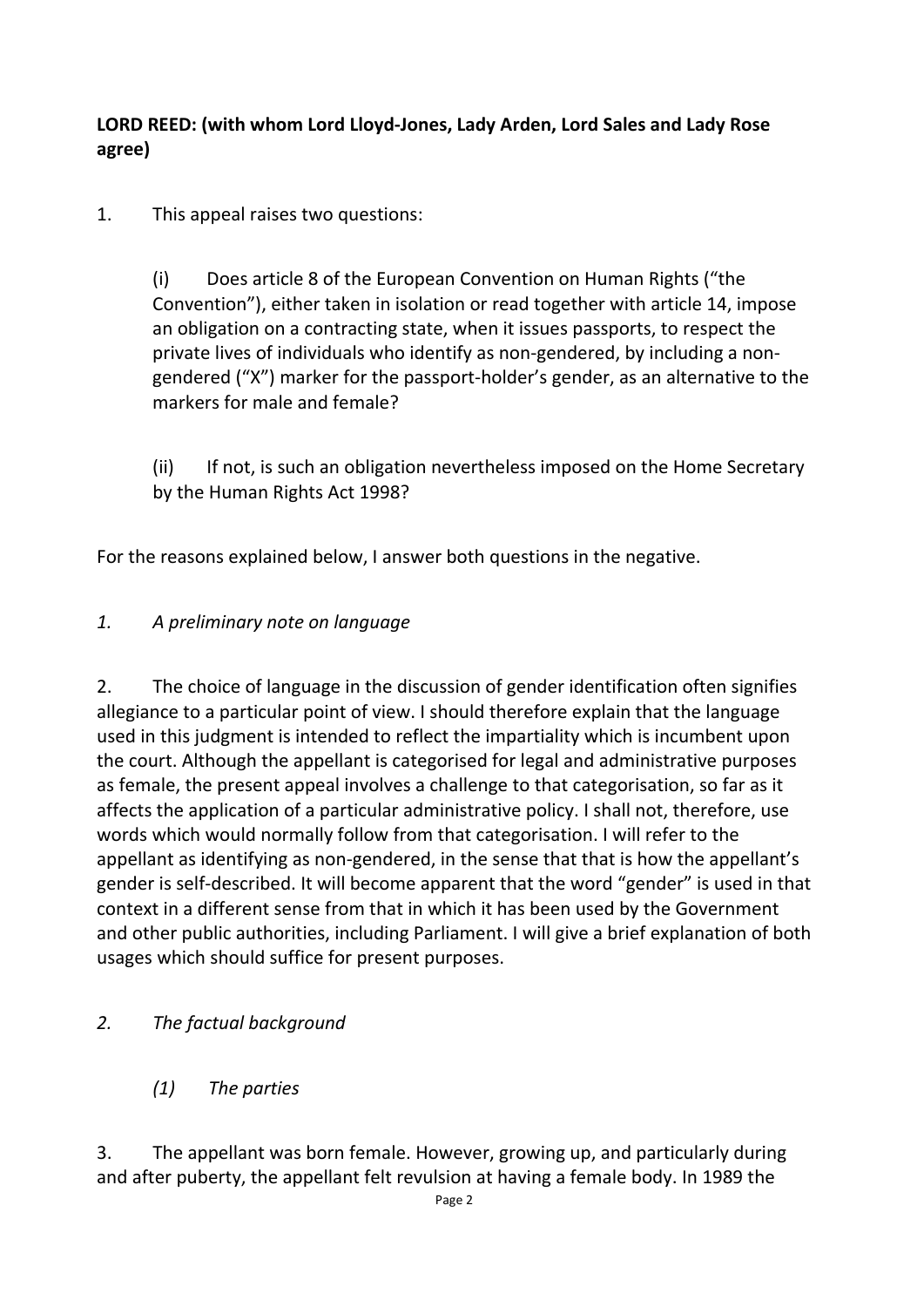**LORD REED: (with whom Lord Lloyd-Jones, Lady Arden, Lord Sales and Lady Rose agree)**

1. This appeal raises two questions:

   (i) Does article 8 of the European Convention on Human Rights ("the Convention"), either taken in isolation or read together with article 14, impose an obligation on a contracting state, when it issues passports, to respect the private lives of individuals who identify as non-gendered, by including a non-gendered ("X") marker for the passport-holder's gender, as an alternative to the markers for male and female?

   (ii) If not, is such an obligation nevertheless imposed on the Home Secretary by the Human Rights Act 1998?

For the reasons explained below, I answer both questions in the negative.

*1. A preliminary note on language*

2. The choice of language in the discussion of gender identification often signifies allegiance to a particular point of view. I should therefore explain that the language used in this judgment is intended to reflect the impartiality which is incumbent upon the court. Although the appellant is categorised for legal and administrative purposes as female, the present appeal involves a challenge to that categorisation, so far as it affects the application of a particular administrative policy. I shall not, therefore, use words which would normally follow from that categorisation. I will refer to the appellant as identifying as non-gendered, in the sense that that is how the appellant's gender is self-described. It will become apparent that the word "gender" is used in that context in a different sense from that in which it has been used by the Government and other public authorities, including Parliament. I will give a brief explanation of both usages which should suffice for present purposes.

*2. The factual background*

*(1) The parties*

3. The appellant was born female. However, growing up, and particularly during and after puberty, the appellant felt revulsion at having a female body. In 1989 the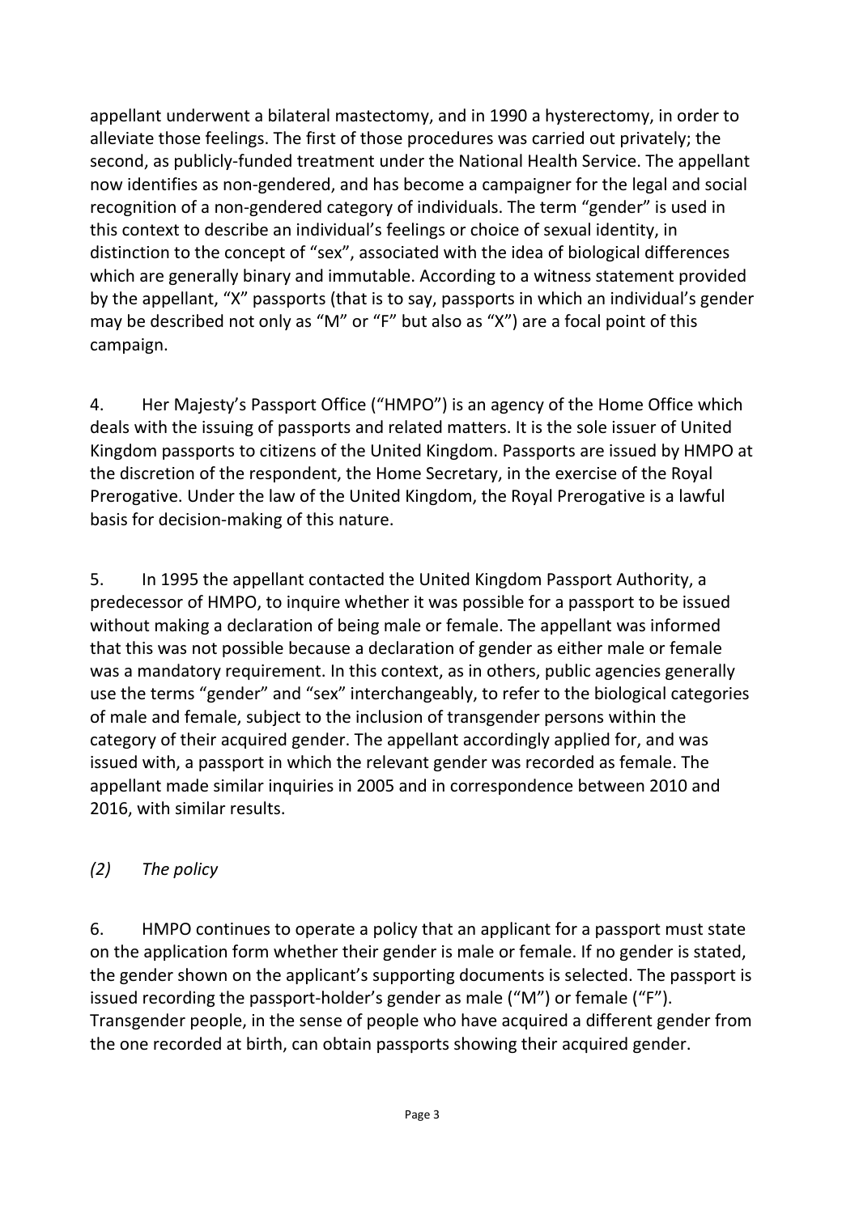appellant underwent a bilateral mastectomy, and in 1990 a hysterectomy, in order to alleviate those feelings. The first of those procedures was carried out privately; the second, as publicly-funded treatment under the National Health Service. The appellant now identifies as non-gendered, and has become a campaigner for the legal and social recognition of a non-gendered category of individuals. The term "gender" is used in this context to describe an individual's feelings or choice of sexual identity, in distinction to the concept of "sex", associated with the idea of biological differences which are generally binary and immutable. According to a witness statement provided by the appellant, "X" passports (that is to say, passports in which an individual's gender may be described not only as "M" or "F" but also as "X") are a focal point of this campaign.

4. Her Majesty's Passport Office ("HMPO") is an agency of the Home Office which deals with the issuing of passports and related matters. It is the sole issuer of United Kingdom passports to citizens of the United Kingdom. Passports are issued by HMPO at the discretion of the respondent, the Home Secretary, in the exercise of the Royal Prerogative. Under the law of the United Kingdom, the Royal Prerogative is a lawful basis for decision-making of this nature.

5. In 1995 the appellant contacted the United Kingdom Passport Authority, a predecessor of HMPO, to inquire whether it was possible for a passport to be issued without making a declaration of being male or female. The appellant was informed that this was not possible because a declaration of gender as either male or female was a mandatory requirement. In this context, as in others, public agencies generally use the terms "gender" and "sex" interchangeably, to refer to the biological categories of male and female, subject to the inclusion of transgender persons within the category of their acquired gender. The appellant accordingly applied for, and was issued with, a passport in which the relevant gender was recorded as female. The appellant made similar inquiries in 2005 and in correspondence between 2010 and 2016, with similar results.

### *(2) The policy*

6. HMPO continues to operate a policy that an applicant for a passport must state on the application form whether their gender is male or female. If no gender is stated, the gender shown on the applicant's supporting documents is selected. The passport is issued recording the passport-holder's gender as male ("M") or female ("F"). Transgender people, in the sense of people who have acquired a different gender from the one recorded at birth, can obtain passports showing their acquired gender.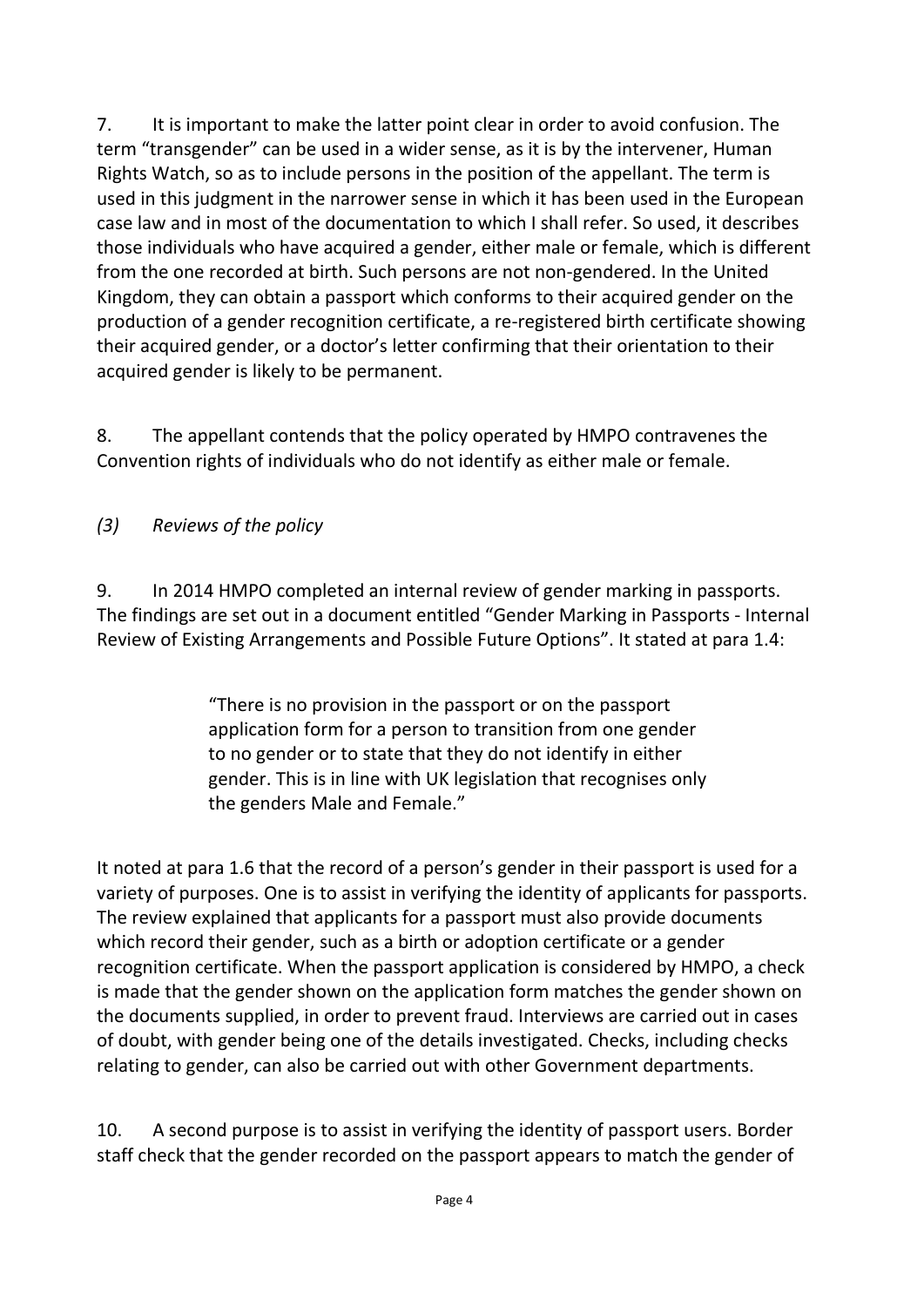7. It is important to make the latter point clear in order to avoid confusion. The term “transgender” can be used in a wider sense, as it is by the intervener, Human Rights Watch, so as to include persons in the position of the appellant. The term is used in this judgment in the narrower sense in which it has been used in the European case law and in most of the documentation to which I shall refer. So used, it describes those individuals who have acquired a gender, either male or female, which is different from the one recorded at birth. Such persons are not non-gendered. In the United Kingdom, they can obtain a passport which conforms to their acquired gender on the production of a gender recognition certificate, a re-registered birth certificate showing their acquired gender, or a doctor’s letter confirming that their orientation to their acquired gender is likely to be permanent.

8. The appellant contends that the policy operated by HMPO contravenes the Convention rights of individuals who do not identify as either male or female.

### *(3) Reviews of the policy*

9. In 2014 HMPO completed an internal review of gender marking in passports. The findings are set out in a document entitled “Gender Marking in Passports - Internal Review of Existing Arrangements and Possible Future Options”. It stated at para 1.4:

> “There is no provision in the passport or on the passport application form for a person to transition from one gender to no gender or to state that they do not identify in either gender. This is in line with UK legislation that recognises only the genders Male and Female.”

It noted at para 1.6 that the record of a person’s gender in their passport is used for a variety of purposes. One is to assist in verifying the identity of applicants for passports. The review explained that applicants for a passport must also provide documents which record their gender, such as a birth or adoption certificate or a gender recognition certificate. When the passport application is considered by HMPO, a check is made that the gender shown on the application form matches the gender shown on the documents supplied, in order to prevent fraud. Interviews are carried out in cases of doubt, with gender being one of the details investigated. Checks, including checks relating to gender, can also be carried out with other Government departments.

10. A second purpose is to assist in verifying the identity of passport users. Border staff check that the gender recorded on the passport appears to match the gender of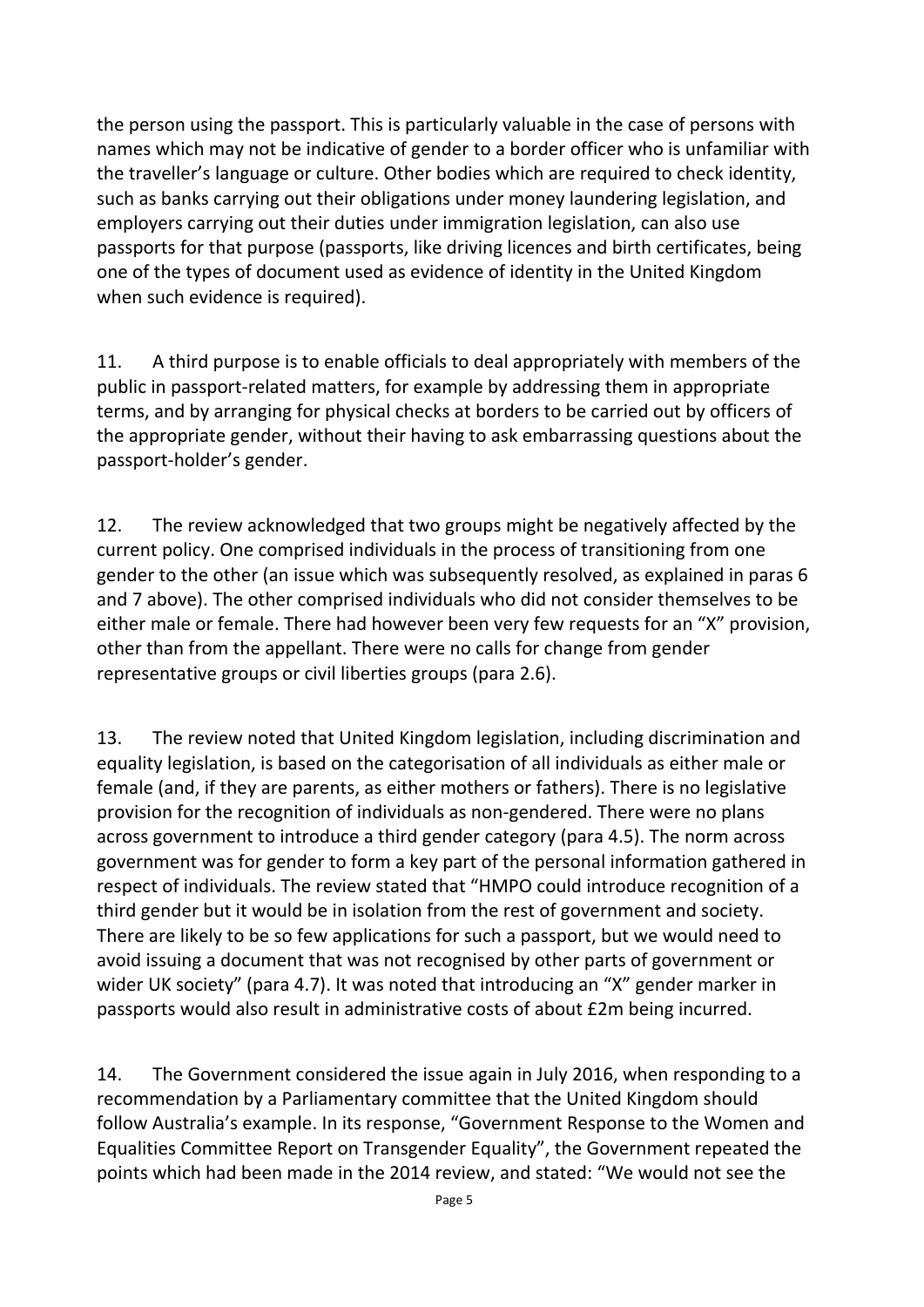the person using the passport. This is particularly valuable in the case of persons with names which may not be indicative of gender to a border officer who is unfamiliar with the traveller's language or culture. Other bodies which are required to check identity, such as banks carrying out their obligations under money laundering legislation, and employers carrying out their duties under immigration legislation, can also use passports for that purpose (passports, like driving licences and birth certificates, being one of the types of document used as evidence of identity in the United Kingdom when such evidence is required).

11. A third purpose is to enable officials to deal appropriately with members of the public in passport-related matters, for example by addressing them in appropriate terms, and by arranging for physical checks at borders to be carried out by officers of the appropriate gender, without their having to ask embarrassing questions about the passport-holder's gender.

12. The review acknowledged that two groups might be negatively affected by the current policy. One comprised individuals in the process of transitioning from one gender to the other (an issue which was subsequently resolved, as explained in paras 6 and 7 above). The other comprised individuals who did not consider themselves to be either male or female. There had however been very few requests for an "X" provision, other than from the appellant. There were no calls for change from gender representative groups or civil liberties groups (para 2.6).

13. The review noted that United Kingdom legislation, including discrimination and equality legislation, is based on the categorisation of all individuals as either male or female (and, if they are parents, as either mothers or fathers). There is no legislative provision for the recognition of individuals as non-gendered. There were no plans across government to introduce a third gender category (para 4.5). The norm across government was for gender to form a key part of the personal information gathered in respect of individuals. The review stated that "HMPO could introduce recognition of a third gender but it would be in isolation from the rest of government and society. There are likely to be so few applications for such a passport, but we would need to avoid issuing a document that was not recognised by other parts of government or wider UK society" (para 4.7). It was noted that introducing an "X" gender marker in passports would also result in administrative costs of about £2m being incurred.

14. The Government considered the issue again in July 2016, when responding to a recommendation by a Parliamentary committee that the United Kingdom should follow Australia's example. In its response, "Government Response to the Women and Equalities Committee Report on Transgender Equality", the Government repeated the points which had been made in the 2014 review, and stated: "We would not see the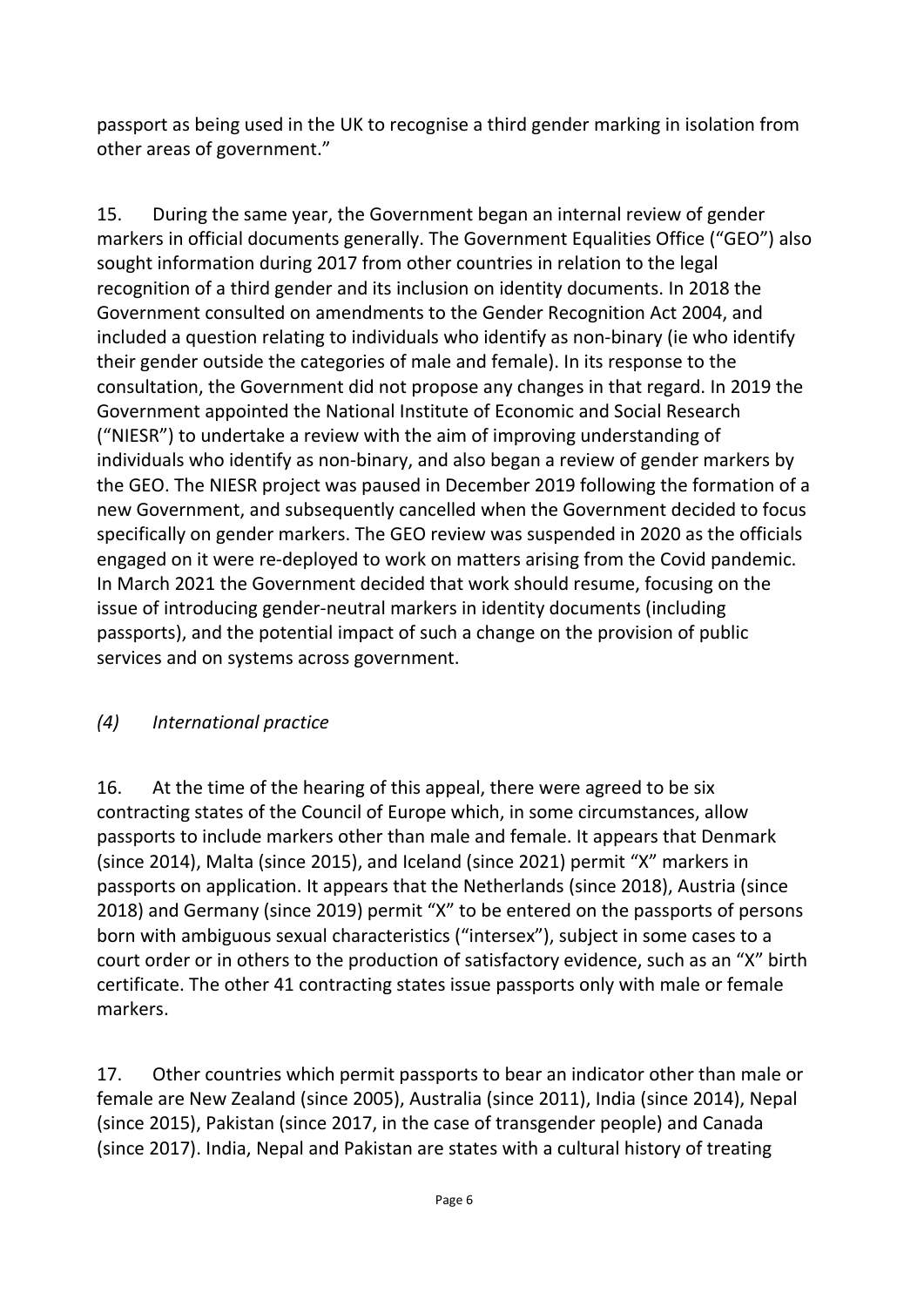passport as being used in the UK to recognise a third gender marking in isolation from other areas of government."

15. During the same year, the Government began an internal review of gender markers in official documents generally. The Government Equalities Office ("GEO") also sought information during 2017 from other countries in relation to the legal recognition of a third gender and its inclusion on identity documents. In 2018 the Government consulted on amendments to the Gender Recognition Act 2004, and included a question relating to individuals who identify as non-binary (ie who identify their gender outside the categories of male and female). In its response to the consultation, the Government did not propose any changes in that regard. In 2019 the Government appointed the National Institute of Economic and Social Research ("NIESR") to undertake a review with the aim of improving understanding of individuals who identify as non-binary, and also began a review of gender markers by the GEO. The NIESR project was paused in December 2019 following the formation of a new Government, and subsequently cancelled when the Government decided to focus specifically on gender markers. The GEO review was suspended in 2020 as the officials engaged on it were re-deployed to work on matters arising from the Covid pandemic. In March 2021 the Government decided that work should resume, focusing on the issue of introducing gender-neutral markers in identity documents (including passports), and the potential impact of such a change on the provision of public services and on systems across government.

### *(4) International practice*

16. At the time of the hearing of this appeal, there were agreed to be six contracting states of the Council of Europe which, in some circumstances, allow passports to include markers other than male and female. It appears that Denmark (since 2014), Malta (since 2015), and Iceland (since 2021) permit "X" markers in passports on application. It appears that the Netherlands (since 2018), Austria (since 2018) and Germany (since 2019) permit "X" to be entered on the passports of persons born with ambiguous sexual characteristics ("intersex"), subject in some cases to a court order or in others to the production of satisfactory evidence, such as an "X" birth certificate. The other 41 contracting states issue passports only with male or female markers.

17. Other countries which permit passports to bear an indicator other than male or female are New Zealand (since 2005), Australia (since 2011), India (since 2014), Nepal (since 2015), Pakistan (since 2017, in the case of transgender people) and Canada (since 2017). India, Nepal and Pakistan are states with a cultural history of treating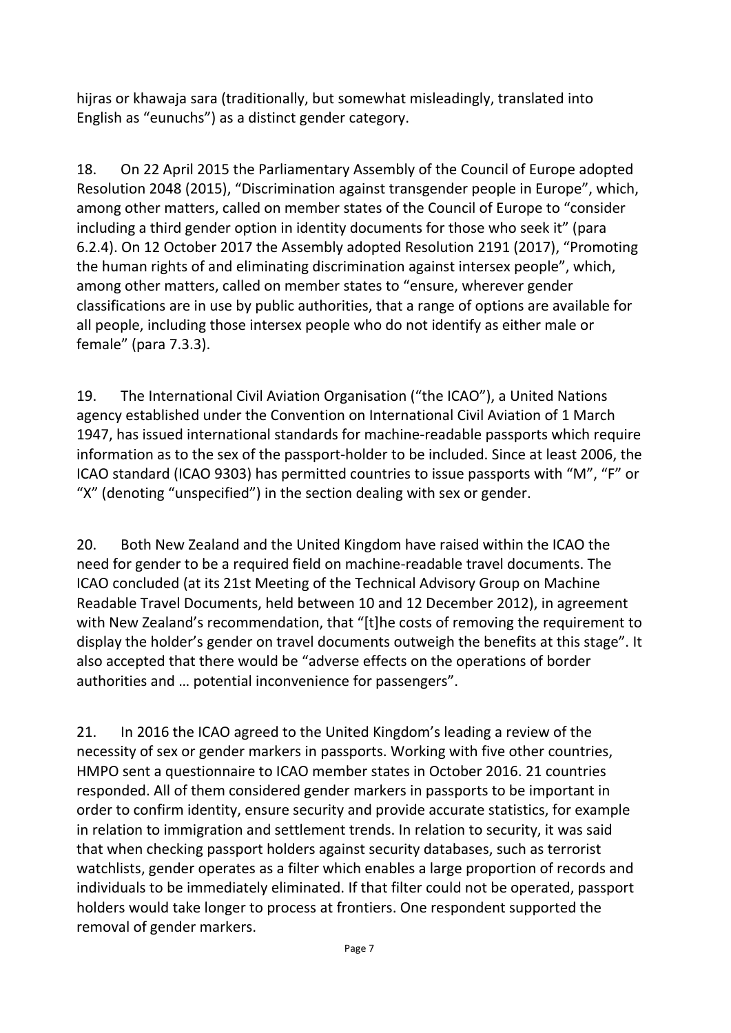hijras or khawaja sara (traditionally, but somewhat misleadingly, translated into English as "eunuchs") as a distinct gender category.

18. On 22 April 2015 the Parliamentary Assembly of the Council of Europe adopted Resolution 2048 (2015), "Discrimination against transgender people in Europe", which, among other matters, called on member states of the Council of Europe to "consider including a third gender option in identity documents for those who seek it" (para 6.2.4). On 12 October 2017 the Assembly adopted Resolution 2191 (2017), "Promoting the human rights of and eliminating discrimination against intersex people", which, among other matters, called on member states to "ensure, wherever gender classifications are in use by public authorities, that a range of options are available for all people, including those intersex people who do not identify as either male or female" (para 7.3.3).

19. The International Civil Aviation Organisation ("the ICAO"), a United Nations agency established under the Convention on International Civil Aviation of 1 March 1947, has issued international standards for machine-readable passports which require information as to the sex of the passport-holder to be included. Since at least 2006, the ICAO standard (ICAO 9303) has permitted countries to issue passports with "M", "F" or "X" (denoting "unspecified") in the section dealing with sex or gender.

20. Both New Zealand and the United Kingdom have raised within the ICAO the need for gender to be a required field on machine-readable travel documents. The ICAO concluded (at its 21st Meeting of the Technical Advisory Group on Machine Readable Travel Documents, held between 10 and 12 December 2012), in agreement with New Zealand's recommendation, that "[t]he costs of removing the requirement to display the holder's gender on travel documents outweigh the benefits at this stage". It also accepted that there would be "adverse effects on the operations of border authorities and … potential inconvenience for passengers".

21. In 2016 the ICAO agreed to the United Kingdom's leading a review of the necessity of sex or gender markers in passports. Working with five other countries, HMPO sent a questionnaire to ICAO member states in October 2016. 21 countries responded. All of them considered gender markers in passports to be important in order to confirm identity, ensure security and provide accurate statistics, for example in relation to immigration and settlement trends. In relation to security, it was said that when checking passport holders against security databases, such as terrorist watchlists, gender operates as a filter which enables a large proportion of records and individuals to be immediately eliminated. If that filter could not be operated, passport holders would take longer to process at frontiers. One respondent supported the removal of gender markers.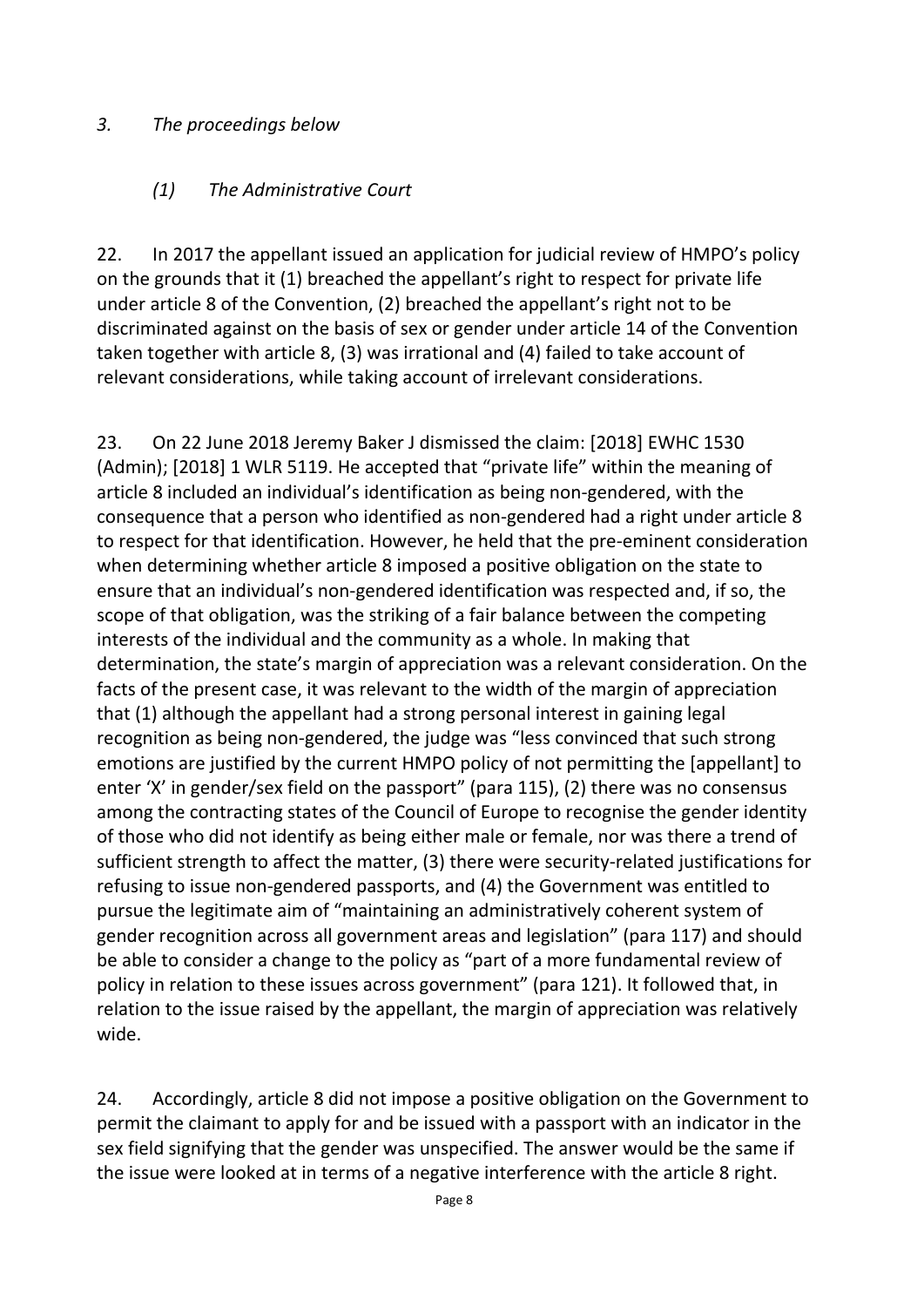### *3. The proceedings below*

#### *(1) The Administrative Court*

22. In 2017 the appellant issued an application for judicial review of HMPO's policy on the grounds that it (1) breached the appellant's right to respect for private life under article 8 of the Convention, (2) breached the appellant's right not to be discriminated against on the basis of sex or gender under article 14 of the Convention taken together with article 8, (3) was irrational and (4) failed to take account of relevant considerations, while taking account of irrelevant considerations.

23. On 22 June 2018 Jeremy Baker J dismissed the claim: [2018] EWHC 1530 (Admin); [2018] 1 WLR 5119. He accepted that "private life" within the meaning of article 8 included an individual's identification as being non-gendered, with the consequence that a person who identified as non-gendered had a right under article 8 to respect for that identification. However, he held that the pre-eminent consideration when determining whether article 8 imposed a positive obligation on the state to ensure that an individual's non-gendered identification was respected and, if so, the scope of that obligation, was the striking of a fair balance between the competing interests of the individual and the community as a whole. In making that determination, the state's margin of appreciation was a relevant consideration. On the facts of the present case, it was relevant to the width of the margin of appreciation that (1) although the appellant had a strong personal interest in gaining legal recognition as being non-gendered, the judge was "less convinced that such strong emotions are justified by the current HMPO policy of not permitting the [appellant] to enter 'X' in gender/sex field on the passport" (para 115), (2) there was no consensus among the contracting states of the Council of Europe to recognise the gender identity of those who did not identify as being either male or female, nor was there a trend of sufficient strength to affect the matter, (3) there were security-related justifications for refusing to issue non-gendered passports, and (4) the Government was entitled to pursue the legitimate aim of "maintaining an administratively coherent system of gender recognition across all government areas and legislation" (para 117) and should be able to consider a change to the policy as "part of a more fundamental review of policy in relation to these issues across government" (para 121). It followed that, in relation to the issue raised by the appellant, the margin of appreciation was relatively wide.

24. Accordingly, article 8 did not impose a positive obligation on the Government to permit the claimant to apply for and be issued with a passport with an indicator in the sex field signifying that the gender was unspecified. The answer would be the same if the issue were looked at in terms of a negative interference with the article 8 right.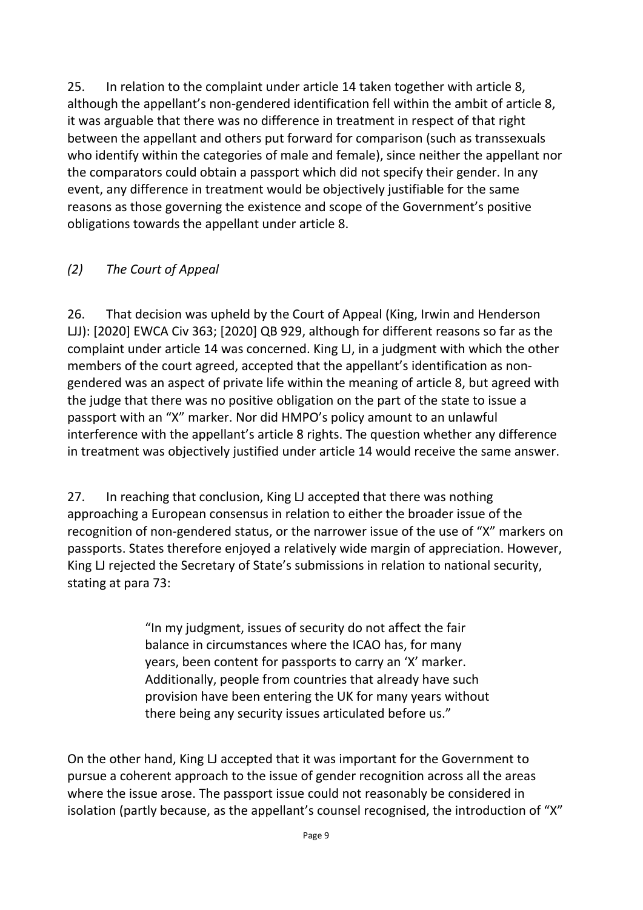25. In relation to the complaint under article 14 taken together with article 8, although the appellant's non-gendered identification fell within the ambit of article 8, it was arguable that there was no difference in treatment in respect of that right between the appellant and others put forward for comparison (such as transsexuals who identify within the categories of male and female), since neither the appellant nor the comparators could obtain a passport which did not specify their gender. In any event, any difference in treatment would be objectively justifiable for the same reasons as those governing the existence and scope of the Government's positive obligations towards the appellant under article 8.

### *(2) The Court of Appeal*

26. That decision was upheld by the Court of Appeal (King, Irwin and Henderson LJJ): [2020] EWCA Civ 363; [2020] QB 929, although for different reasons so far as the complaint under article 14 was concerned. King LJ, in a judgment with which the other members of the court agreed, accepted that the appellant's identification as non-gendered was an aspect of private life within the meaning of article 8, but agreed with the judge that there was no positive obligation on the part of the state to issue a passport with an "X" marker. Nor did HMPO's policy amount to an unlawful interference with the appellant's article 8 rights. The question whether any difference in treatment was objectively justified under article 14 would receive the same answer.

27. In reaching that conclusion, King LJ accepted that there was nothing approaching a European consensus in relation to either the broader issue of the recognition of non-gendered status, or the narrower issue of the use of "X" markers on passports. States therefore enjoyed a relatively wide margin of appreciation. However, King LJ rejected the Secretary of State's submissions in relation to national security, stating at para 73:

> "In my judgment, issues of security do not affect the fair balance in circumstances where the ICAO has, for many years, been content for passports to carry an 'X' marker. Additionally, people from countries that already have such provision have been entering the UK for many years without there being any security issues articulated before us."

On the other hand, King LJ accepted that it was important for the Government to pursue a coherent approach to the issue of gender recognition across all the areas where the issue arose. The passport issue could not reasonably be considered in isolation (partly because, as the appellant's counsel recognised, the introduction of "X"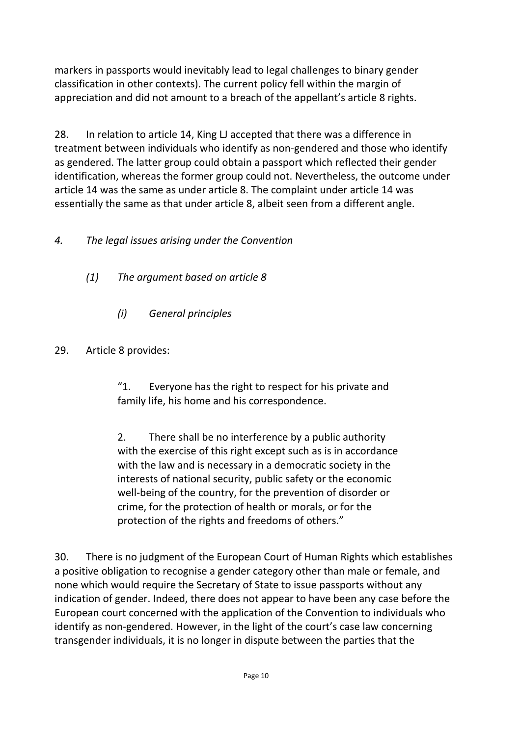markers in passports would inevitably lead to legal challenges to binary gender classification in other contexts). The current policy fell within the margin of appreciation and did not amount to a breach of the appellant's article 8 rights.

28. In relation to article 14, King LJ accepted that there was a difference in treatment between individuals who identify as non-gendered and those who identify as gendered. The latter group could obtain a passport which reflected their gender identification, whereas the former group could not. Nevertheless, the outcome under article 14 was the same as under article 8. The complaint under article 14 was essentially the same as that under article 8, albeit seen from a different angle.

### *4. The legal issues arising under the Convention*

#### *(1) The argument based on article 8*

##### *(i) General principles*

29. Article 8 provides:

> "1. Everyone has the right to respect for his private and family life, his home and his correspondence.
>
> 2. There shall be no interference by a public authority with the exercise of this right except such as is in accordance with the law and is necessary in a democratic society in the interests of national security, public safety or the economic well-being of the country, for the prevention of disorder or crime, for the protection of health or morals, or for the protection of the rights and freedoms of others."

30. There is no judgment of the European Court of Human Rights which establishes a positive obligation to recognise a gender category other than male or female, and none which would require the Secretary of State to issue passports without any indication of gender. Indeed, there does not appear to have been any case before the European court concerned with the application of the Convention to individuals who identify as non-gendered. However, in the light of the court's case law concerning transgender individuals, it is no longer in dispute between the parties that the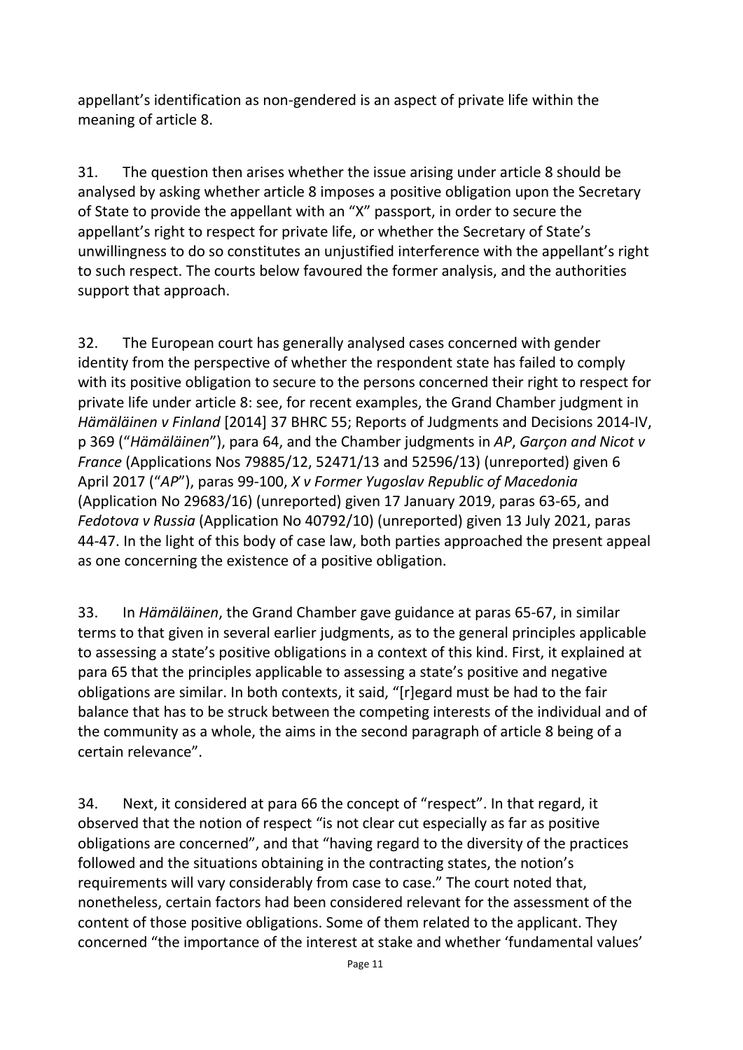appellant's identification as non-gendered is an aspect of private life within the meaning of article 8.

31. The question then arises whether the issue arising under article 8 should be analysed by asking whether article 8 imposes a positive obligation upon the Secretary of State to provide the appellant with an "X" passport, in order to secure the appellant's right to respect for private life, or whether the Secretary of State's unwillingness to do so constitutes an unjustified interference with the appellant's right to such respect. The courts below favoured the former analysis, and the authorities support that approach.

32. The European court has generally analysed cases concerned with gender identity from the perspective of whether the respondent state has failed to comply with its positive obligation to secure to the persons concerned their right to respect for private life under article 8: see, for recent examples, the Grand Chamber judgment in *Hämäläinen v Finland* [2014] 37 BHRC 55; Reports of Judgments and Decisions 2014-IV, p 369 ("*Hämäläinen*"), para 64, and the Chamber judgments in *AP*, *Garçon and Nicot v France* (Applications Nos 79885/12, 52471/13 and 52596/13) (unreported) given 6 April 2017 ("*AP*"), paras 99-100, *X v Former Yugoslav Republic of Macedonia* (Application No 29683/16) (unreported) given 17 January 2019, paras 63-65, and *Fedotova v Russia* (Application No 40792/10) (unreported) given 13 July 2021, paras 44-47. In the light of this body of case law, both parties approached the present appeal as one concerning the existence of a positive obligation.

33. In *Hämäläinen*, the Grand Chamber gave guidance at paras 65-67, in similar terms to that given in several earlier judgments, as to the general principles applicable to assessing a state's positive obligations in a context of this kind. First, it explained at para 65 that the principles applicable to assessing a state's positive and negative obligations are similar. In both contexts, it said, "[r]egard must be had to the fair balance that has to be struck between the competing interests of the individual and of the community as a whole, the aims in the second paragraph of article 8 being of a certain relevance".

34. Next, it considered at para 66 the concept of "respect". In that regard, it observed that the notion of respect "is not clear cut especially as far as positive obligations are concerned", and that "having regard to the diversity of the practices followed and the situations obtaining in the contracting states, the notion's requirements will vary considerably from case to case." The court noted that, nonetheless, certain factors had been considered relevant for the assessment of the content of those positive obligations. Some of them related to the applicant. They concerned "the importance of the interest at stake and whether 'fundamental values'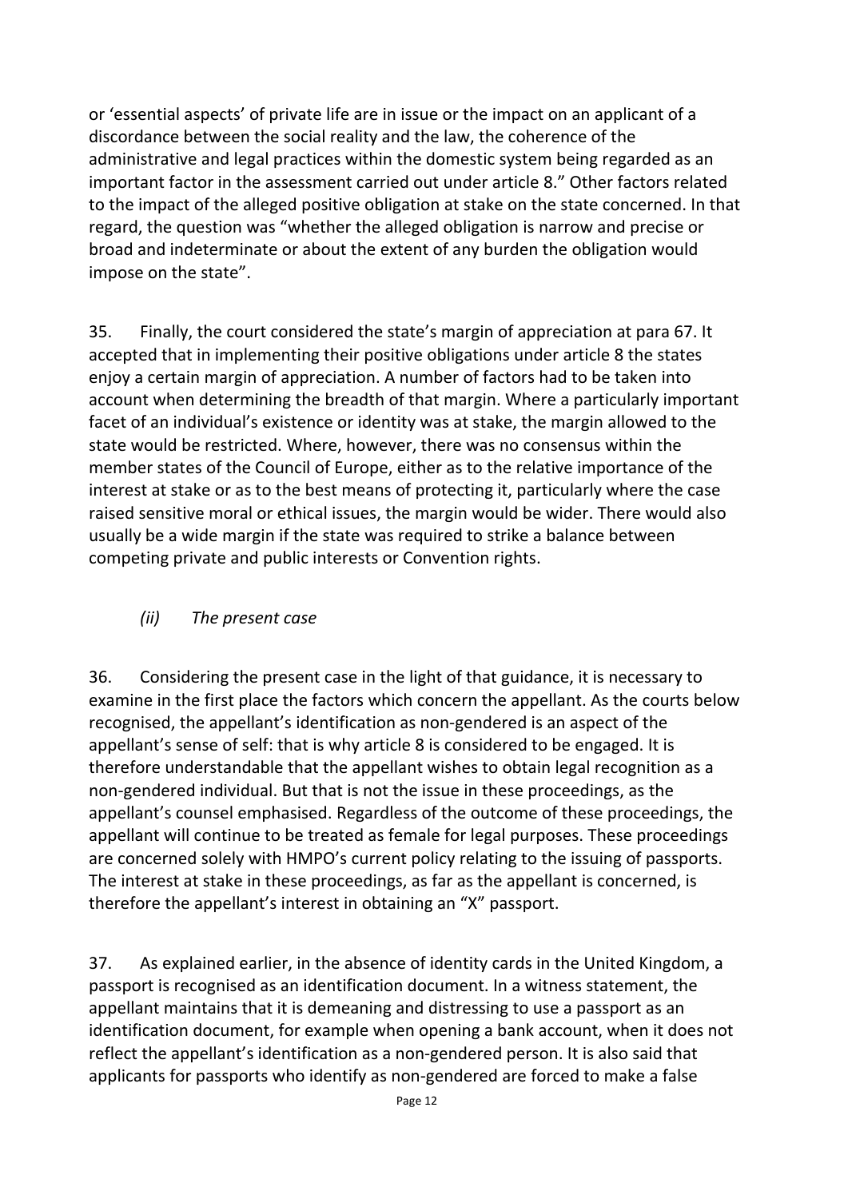or 'essential aspects' of private life are in issue or the impact on an applicant of a discordance between the social reality and the law, the coherence of the administrative and legal practices within the domestic system being regarded as an important factor in the assessment carried out under article 8." Other factors related to the impact of the alleged positive obligation at stake on the state concerned. In that regard, the question was "whether the alleged obligation is narrow and precise or broad and indeterminate or about the extent of any burden the obligation would impose on the state".

35. Finally, the court considered the state's margin of appreciation at para 67. It accepted that in implementing their positive obligations under article 8 the states enjoy a certain margin of appreciation. A number of factors had to be taken into account when determining the breadth of that margin. Where a particularly important facet of an individual's existence or identity was at stake, the margin allowed to the state would be restricted. Where, however, there was no consensus within the member states of the Council of Europe, either as to the relative importance of the interest at stake or as to the best means of protecting it, particularly where the case raised sensitive moral or ethical issues, the margin would be wider. There would also usually be a wide margin if the state was required to strike a balance between competing private and public interests or Convention rights.

### *(ii) The present case*

36. Considering the present case in the light of that guidance, it is necessary to examine in the first place the factors which concern the appellant. As the courts below recognised, the appellant's identification as non-gendered is an aspect of the appellant's sense of self: that is why article 8 is considered to be engaged. It is therefore understandable that the appellant wishes to obtain legal recognition as a non-gendered individual. But that is not the issue in these proceedings, as the appellant's counsel emphasised. Regardless of the outcome of these proceedings, the appellant will continue to be treated as female for legal purposes. These proceedings are concerned solely with HMPO's current policy relating to the issuing of passports. The interest at stake in these proceedings, as far as the appellant is concerned, is therefore the appellant's interest in obtaining an "X" passport.

37. As explained earlier, in the absence of identity cards in the United Kingdom, a passport is recognised as an identification document. In a witness statement, the appellant maintains that it is demeaning and distressing to use a passport as an identification document, for example when opening a bank account, when it does not reflect the appellant's identification as a non-gendered person. It is also said that applicants for passports who identify as non-gendered are forced to make a false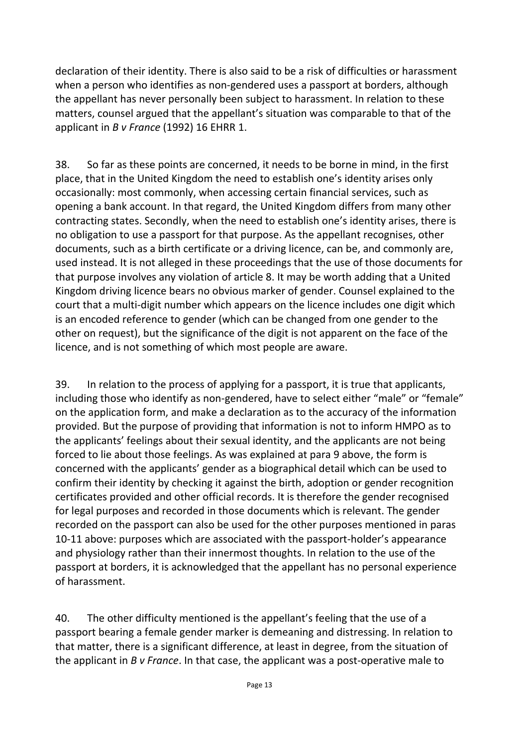declaration of their identity. There is also said to be a risk of difficulties or harassment when a person who identifies as non-gendered uses a passport at borders, although the appellant has never personally been subject to harassment. In relation to these matters, counsel argued that the appellant's situation was comparable to that of the applicant in *B v France* (1992) 16 EHRR 1.

38. So far as these points are concerned, it needs to be borne in mind, in the first place, that in the United Kingdom the need to establish one's identity arises only occasionally: most commonly, when accessing certain financial services, such as opening a bank account. In that regard, the United Kingdom differs from many other contracting states. Secondly, when the need to establish one's identity arises, there is no obligation to use a passport for that purpose. As the appellant recognises, other documents, such as a birth certificate or a driving licence, can be, and commonly are, used instead. It is not alleged in these proceedings that the use of those documents for that purpose involves any violation of article 8. It may be worth adding that a United Kingdom driving licence bears no obvious marker of gender. Counsel explained to the court that a multi-digit number which appears on the licence includes one digit which is an encoded reference to gender (which can be changed from one gender to the other on request), but the significance of the digit is not apparent on the face of the licence, and is not something of which most people are aware.

39. In relation to the process of applying for a passport, it is true that applicants, including those who identify as non-gendered, have to select either "male" or "female" on the application form, and make a declaration as to the accuracy of the information provided. But the purpose of providing that information is not to inform HMPO as to the applicants' feelings about their sexual identity, and the applicants are not being forced to lie about those feelings. As was explained at para 9 above, the form is concerned with the applicants' gender as a biographical detail which can be used to confirm their identity by checking it against the birth, adoption or gender recognition certificates provided and other official records. It is therefore the gender recognised for legal purposes and recorded in those documents which is relevant. The gender recorded on the passport can also be used for the other purposes mentioned in paras 10-11 above: purposes which are associated with the passport-holder's appearance and physiology rather than their innermost thoughts. In relation to the use of the passport at borders, it is acknowledged that the appellant has no personal experience of harassment.

40. The other difficulty mentioned is the appellant's feeling that the use of a passport bearing a female gender marker is demeaning and distressing. In relation to that matter, there is a significant difference, at least in degree, from the situation of the applicant in *B v France*. In that case, the applicant was a post-operative male to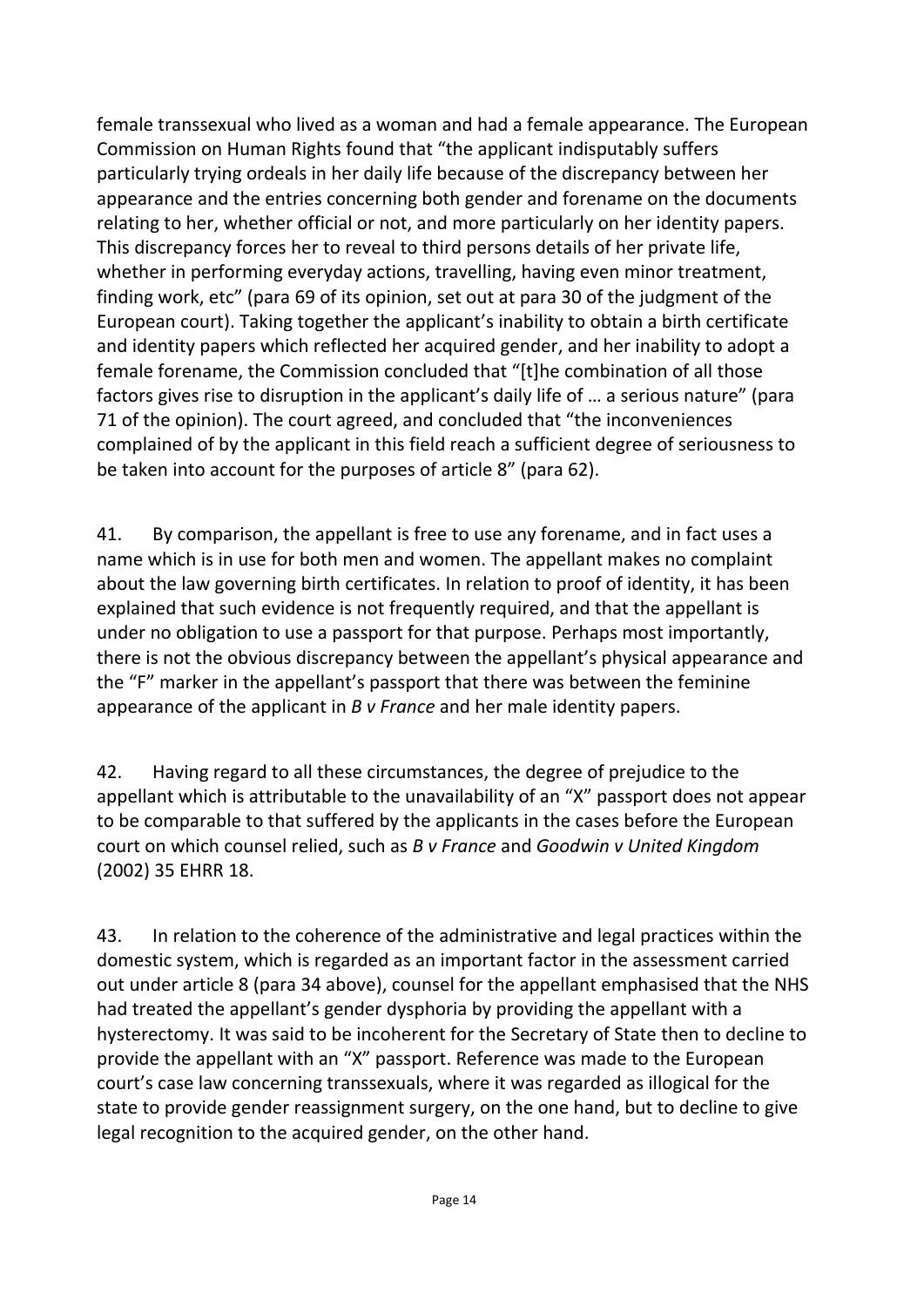female transsexual who lived as a woman and had a female appearance. The European Commission on Human Rights found that "the applicant indisputably suffers particularly trying ordeals in her daily life because of the discrepancy between her appearance and the entries concerning both gender and forename on the documents relating to her, whether official or not, and more particularly on her identity papers. This discrepancy forces her to reveal to third persons details of her private life, whether in performing everyday actions, travelling, having even minor treatment, finding work, etc" (para 69 of its opinion, set out at para 30 of the judgment of the European court). Taking together the applicant's inability to obtain a birth certificate and identity papers which reflected her acquired gender, and her inability to adopt a female forename, the Commission concluded that "[t]he combination of all those factors gives rise to disruption in the applicant's daily life of … a serious nature" (para 71 of the opinion). The court agreed, and concluded that "the inconveniences complained of by the applicant in this field reach a sufficient degree of seriousness to be taken into account for the purposes of article 8" (para 62).

41. By comparison, the appellant is free to use any forename, and in fact uses a name which is in use for both men and women. The appellant makes no complaint about the law governing birth certificates. In relation to proof of identity, it has been explained that such evidence is not frequently required, and that the appellant is under no obligation to use a passport for that purpose. Perhaps most importantly, there is not the obvious discrepancy between the appellant's physical appearance and the "F" marker in the appellant's passport that there was between the feminine appearance of the applicant in *B v France* and her male identity papers.

42. Having regard to all these circumstances, the degree of prejudice to the appellant which is attributable to the unavailability of an "X" passport does not appear to be comparable to that suffered by the applicants in the cases before the European court on which counsel relied, such as *B v France* and *Goodwin v United Kingdom* (2002) 35 EHRR 18.

43. In relation to the coherence of the administrative and legal practices within the domestic system, which is regarded as an important factor in the assessment carried out under article 8 (para 34 above), counsel for the appellant emphasised that the NHS had treated the appellant's gender dysphoria by providing the appellant with a hysterectomy. It was said to be incoherent for the Secretary of State then to decline to provide the appellant with an "X" passport. Reference was made to the European court's case law concerning transsexuals, where it was regarded as illogical for the state to provide gender reassignment surgery, on the one hand, but to decline to give legal recognition to the acquired gender, on the other hand.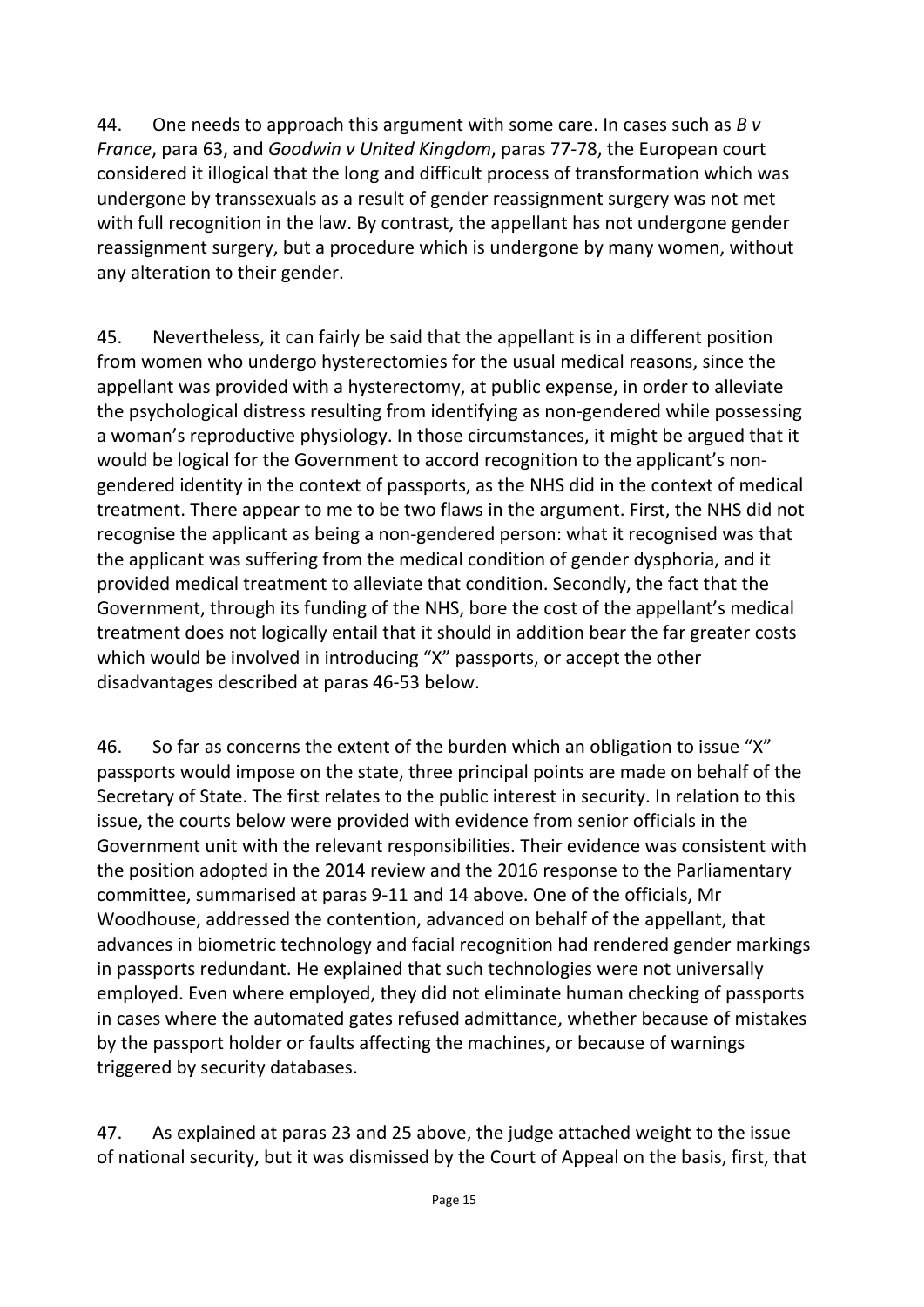44. One needs to approach this argument with some care. In cases such as *B v France*, para 63, and *Goodwin v United Kingdom*, paras 77-78, the European court considered it illogical that the long and difficult process of transformation which was undergone by transsexuals as a result of gender reassignment surgery was not met with full recognition in the law. By contrast, the appellant has not undergone gender reassignment surgery, but a procedure which is undergone by many women, without any alteration to their gender.

45. Nevertheless, it can fairly be said that the appellant is in a different position from women who undergo hysterectomies for the usual medical reasons, since the appellant was provided with a hysterectomy, at public expense, in order to alleviate the psychological distress resulting from identifying as non-gendered while possessing a woman's reproductive physiology. In those circumstances, it might be argued that it would be logical for the Government to accord recognition to the applicant's non-gendered identity in the context of passports, as the NHS did in the context of medical treatment. There appear to me to be two flaws in the argument. First, the NHS did not recognise the applicant as being a non-gendered person: what it recognised was that the applicant was suffering from the medical condition of gender dysphoria, and it provided medical treatment to alleviate that condition. Secondly, the fact that the Government, through its funding of the NHS, bore the cost of the appellant's medical treatment does not logically entail that it should in addition bear the far greater costs which would be involved in introducing "X" passports, or accept the other disadvantages described at paras 46-53 below.

46. So far as concerns the extent of the burden which an obligation to issue "X" passports would impose on the state, three principal points are made on behalf of the Secretary of State. The first relates to the public interest in security. In relation to this issue, the courts below were provided with evidence from senior officials in the Government unit with the relevant responsibilities. Their evidence was consistent with the position adopted in the 2014 review and the 2016 response to the Parliamentary committee, summarised at paras 9-11 and 14 above. One of the officials, Mr Woodhouse, addressed the contention, advanced on behalf of the appellant, that advances in biometric technology and facial recognition had rendered gender markings in passports redundant. He explained that such technologies were not universally employed. Even where employed, they did not eliminate human checking of passports in cases where the automated gates refused admittance, whether because of mistakes by the passport holder or faults affecting the machines, or because of warnings triggered by security databases.

47. As explained at paras 23 and 25 above, the judge attached weight to the issue of national security, but it was dismissed by the Court of Appeal on the basis, first, that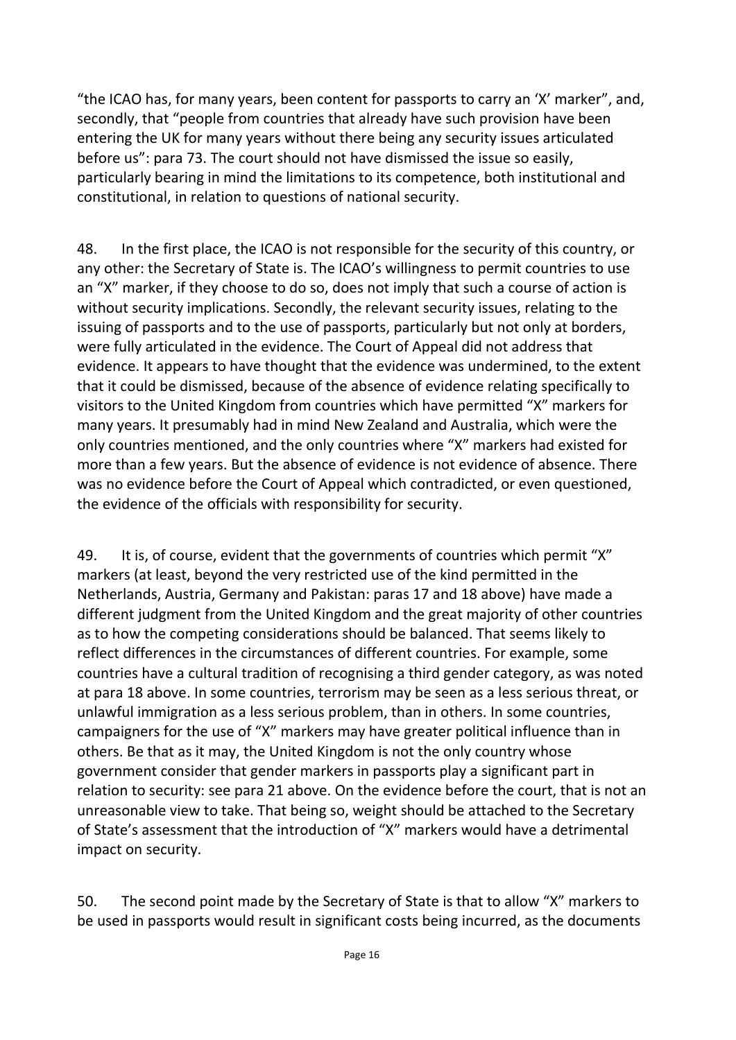"the ICAO has, for many years, been content for passports to carry an 'X' marker", and, secondly, that "people from countries that already have such provision have been entering the UK for many years without there being any security issues articulated before us": para 73. The court should not have dismissed the issue so easily, particularly bearing in mind the limitations to its competence, both institutional and constitutional, in relation to questions of national security.

48. In the first place, the ICAO is not responsible for the security of this country, or any other: the Secretary of State is. The ICAO's willingness to permit countries to use an "X" marker, if they choose to do so, does not imply that such a course of action is without security implications. Secondly, the relevant security issues, relating to the issuing of passports and to the use of passports, particularly but not only at borders, were fully articulated in the evidence. The Court of Appeal did not address that evidence. It appears to have thought that the evidence was undermined, to the extent that it could be dismissed, because of the absence of evidence relating specifically to visitors to the United Kingdom from countries which have permitted "X" markers for many years. It presumably had in mind New Zealand and Australia, which were the only countries mentioned, and the only countries where "X" markers had existed for more than a few years. But the absence of evidence is not evidence of absence. There was no evidence before the Court of Appeal which contradicted, or even questioned, the evidence of the officials with responsibility for security.

49. It is, of course, evident that the governments of countries which permit "X" markers (at least, beyond the very restricted use of the kind permitted in the Netherlands, Austria, Germany and Pakistan: paras 17 and 18 above) have made a different judgment from the United Kingdom and the great majority of other countries as to how the competing considerations should be balanced. That seems likely to reflect differences in the circumstances of different countries. For example, some countries have a cultural tradition of recognising a third gender category, as was noted at para 18 above. In some countries, terrorism may be seen as a less serious threat, or unlawful immigration as a less serious problem, than in others. In some countries, campaigners for the use of "X" markers may have greater political influence than in others. Be that as it may, the United Kingdom is not the only country whose government consider that gender markers in passports play a significant part in relation to security: see para 21 above. On the evidence before the court, that is not an unreasonable view to take. That being so, weight should be attached to the Secretary of State's assessment that the introduction of "X" markers would have a detrimental impact on security.

50. The second point made by the Secretary of State is that to allow "X" markers to be used in passports would result in significant costs being incurred, as the documents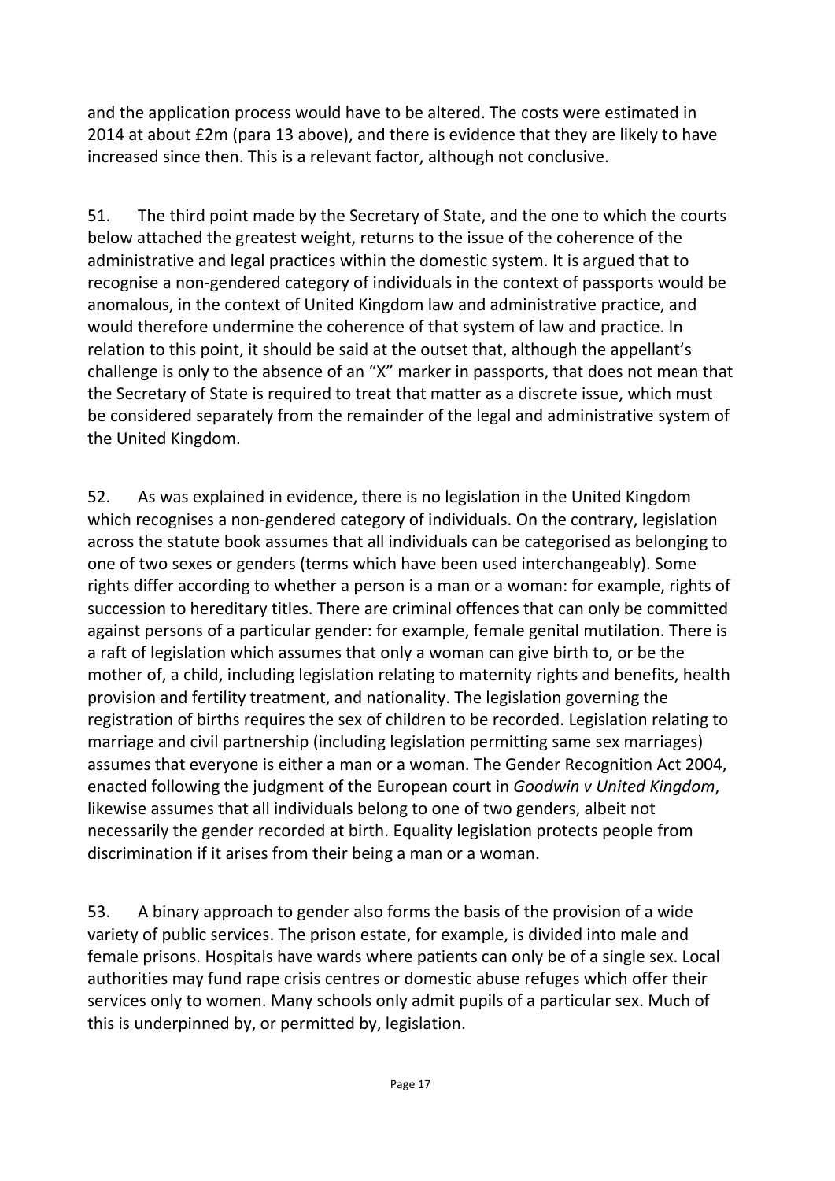and the application process would have to be altered. The costs were estimated in 2014 at about £2m (para 13 above), and there is evidence that they are likely to have increased since then. This is a relevant factor, although not conclusive.

51. The third point made by the Secretary of State, and the one to which the courts below attached the greatest weight, returns to the issue of the coherence of the administrative and legal practices within the domestic system. It is argued that to recognise a non-gendered category of individuals in the context of passports would be anomalous, in the context of United Kingdom law and administrative practice, and would therefore undermine the coherence of that system of law and practice. In relation to this point, it should be said at the outset that, although the appellant's challenge is only to the absence of an "X" marker in passports, that does not mean that the Secretary of State is required to treat that matter as a discrete issue, which must be considered separately from the remainder of the legal and administrative system of the United Kingdom.

52. As was explained in evidence, there is no legislation in the United Kingdom which recognises a non-gendered category of individuals. On the contrary, legislation across the statute book assumes that all individuals can be categorised as belonging to one of two sexes or genders (terms which have been used interchangeably). Some rights differ according to whether a person is a man or a woman: for example, rights of succession to hereditary titles. There are criminal offences that can only be committed against persons of a particular gender: for example, female genital mutilation. There is a raft of legislation which assumes that only a woman can give birth to, or be the mother of, a child, including legislation relating to maternity rights and benefits, health provision and fertility treatment, and nationality. The legislation governing the registration of births requires the sex of children to be recorded. Legislation relating to marriage and civil partnership (including legislation permitting same sex marriages) assumes that everyone is either a man or a woman. The Gender Recognition Act 2004, enacted following the judgment of the European court in *Goodwin v United Kingdom*, likewise assumes that all individuals belong to one of two genders, albeit not necessarily the gender recorded at birth. Equality legislation protects people from discrimination if it arises from their being a man or a woman.

53. A binary approach to gender also forms the basis of the provision of a wide variety of public services. The prison estate, for example, is divided into male and female prisons. Hospitals have wards where patients can only be of a single sex. Local authorities may fund rape crisis centres or domestic abuse refuges which offer their services only to women. Many schools only admit pupils of a particular sex. Much of this is underpinned by, or permitted by, legislation.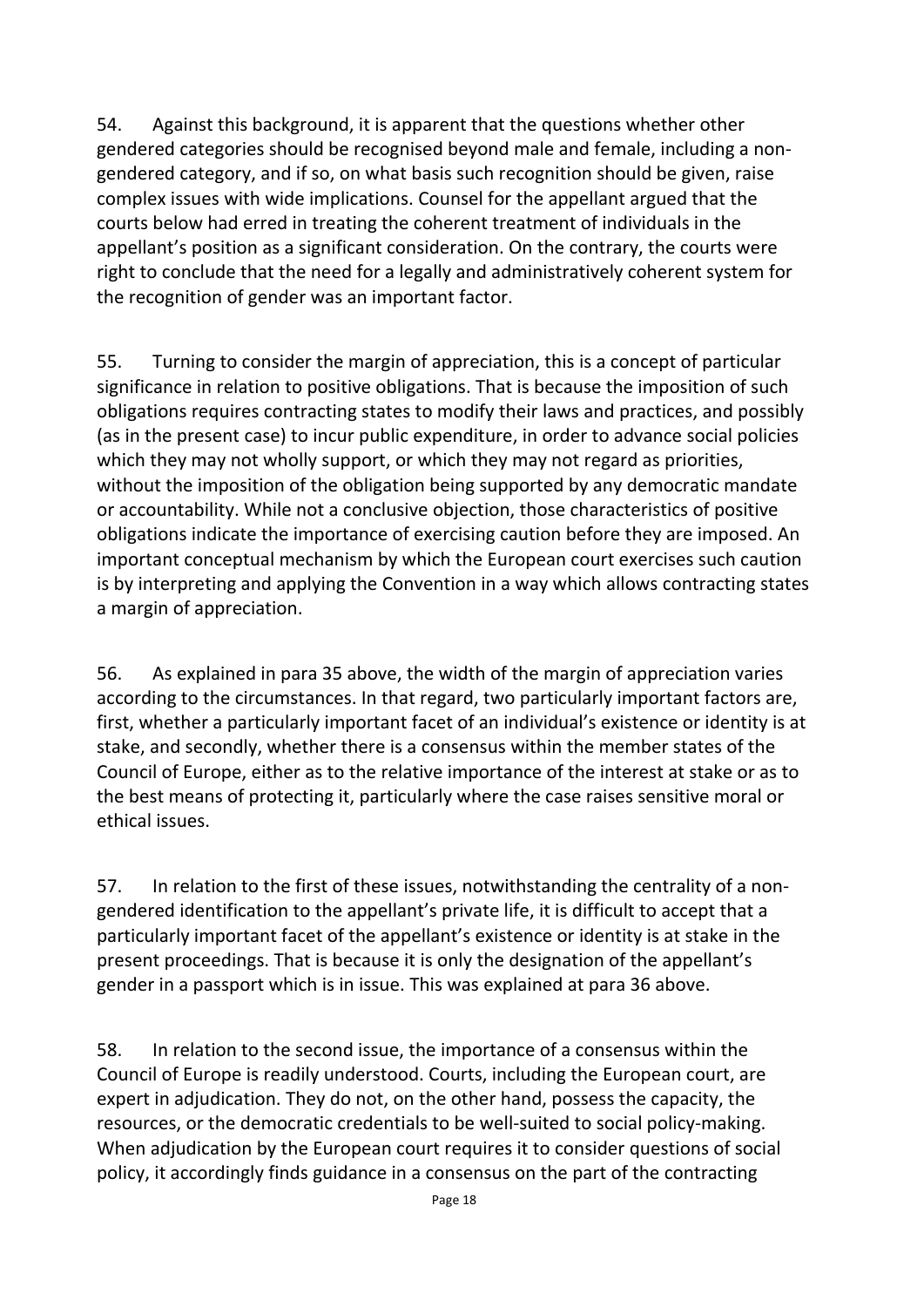54. Against this background, it is apparent that the questions whether other gendered categories should be recognised beyond male and female, including a non-gendered category, and if so, on what basis such recognition should be given, raise complex issues with wide implications. Counsel for the appellant argued that the courts below had erred in treating the coherent treatment of individuals in the appellant's position as a significant consideration. On the contrary, the courts were right to conclude that the need for a legally and administratively coherent system for the recognition of gender was an important factor.

55. Turning to consider the margin of appreciation, this is a concept of particular significance in relation to positive obligations. That is because the imposition of such obligations requires contracting states to modify their laws and practices, and possibly (as in the present case) to incur public expenditure, in order to advance social policies which they may not wholly support, or which they may not regard as priorities, without the imposition of the obligation being supported by any democratic mandate or accountability. While not a conclusive objection, those characteristics of positive obligations indicate the importance of exercising caution before they are imposed. An important conceptual mechanism by which the European court exercises such caution is by interpreting and applying the Convention in a way which allows contracting states a margin of appreciation.

56. As explained in para 35 above, the width of the margin of appreciation varies according to the circumstances. In that regard, two particularly important factors are, first, whether a particularly important facet of an individual's existence or identity is at stake, and secondly, whether there is a consensus within the member states of the Council of Europe, either as to the relative importance of the interest at stake or as to the best means of protecting it, particularly where the case raises sensitive moral or ethical issues.

57. In relation to the first of these issues, notwithstanding the centrality of a non-gendered identification to the appellant's private life, it is difficult to accept that a particularly important facet of the appellant's existence or identity is at stake in the present proceedings. That is because it is only the designation of the appellant's gender in a passport which is in issue. This was explained at para 36 above.

58. In relation to the second issue, the importance of a consensus within the Council of Europe is readily understood. Courts, including the European court, are expert in adjudication. They do not, on the other hand, possess the capacity, the resources, or the democratic credentials to be well-suited to social policy-making. When adjudication by the European court requires it to consider questions of social policy, it accordingly finds guidance in a consensus on the part of the contracting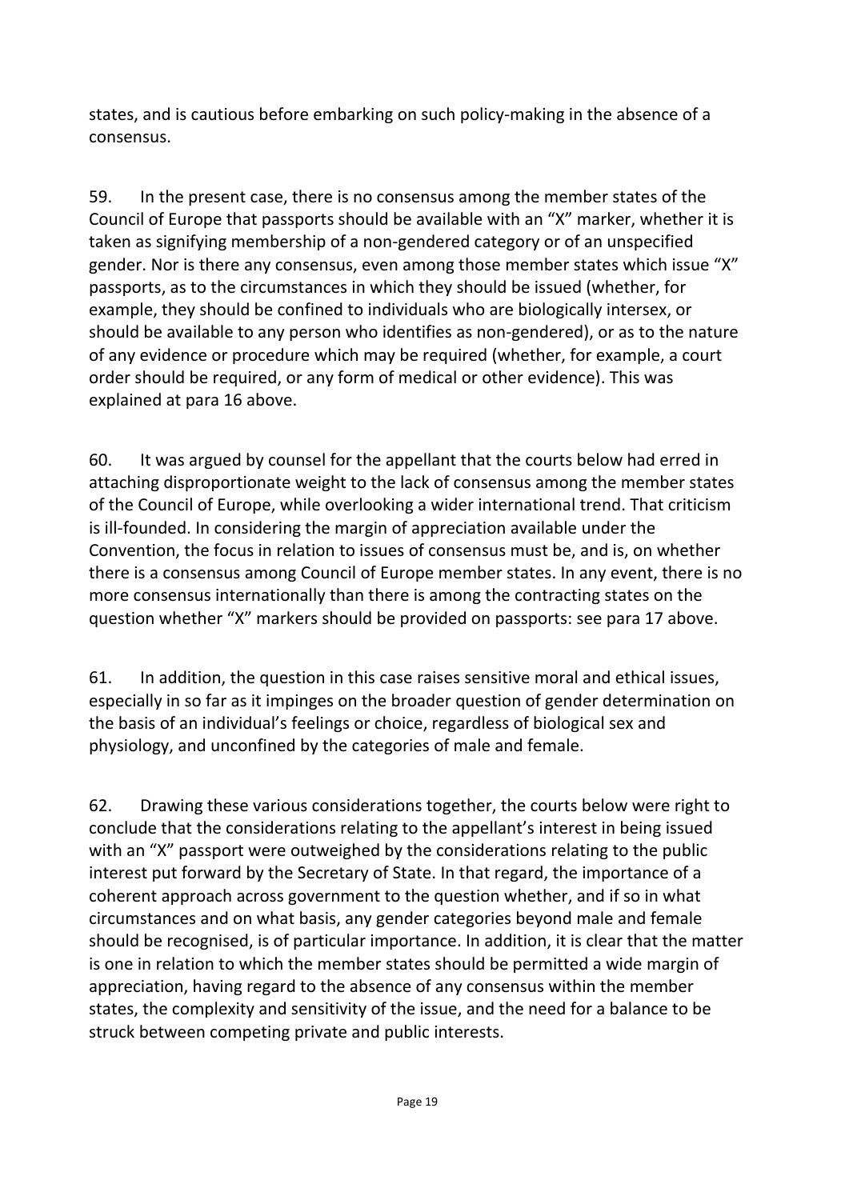states, and is cautious before embarking on such policy-making in the absence of a consensus.

59. In the present case, there is no consensus among the member states of the Council of Europe that passports should be available with an "X" marker, whether it is taken as signifying membership of a non-gendered category or of an unspecified gender. Nor is there any consensus, even among those member states which issue "X" passports, as to the circumstances in which they should be issued (whether, for example, they should be confined to individuals who are biologically intersex, or should be available to any person who identifies as non-gendered), or as to the nature of any evidence or procedure which may be required (whether, for example, a court order should be required, or any form of medical or other evidence). This was explained at para 16 above.

60. It was argued by counsel for the appellant that the courts below had erred in attaching disproportionate weight to the lack of consensus among the member states of the Council of Europe, while overlooking a wider international trend. That criticism is ill-founded. In considering the margin of appreciation available under the Convention, the focus in relation to issues of consensus must be, and is, on whether there is a consensus among Council of Europe member states. In any event, there is no more consensus internationally than there is among the contracting states on the question whether "X" markers should be provided on passports: see para 17 above.

61. In addition, the question in this case raises sensitive moral and ethical issues, especially in so far as it impinges on the broader question of gender determination on the basis of an individual's feelings or choice, regardless of biological sex and physiology, and unconfined by the categories of male and female.

62. Drawing these various considerations together, the courts below were right to conclude that the considerations relating to the appellant's interest in being issued with an "X" passport were outweighed by the considerations relating to the public interest put forward by the Secretary of State. In that regard, the importance of a coherent approach across government to the question whether, and if so in what circumstances and on what basis, any gender categories beyond male and female should be recognised, is of particular importance. In addition, it is clear that the matter is one in relation to which the member states should be permitted a wide margin of appreciation, having regard to the absence of any consensus within the member states, the complexity and sensitivity of the issue, and the need for a balance to be struck between competing private and public interests.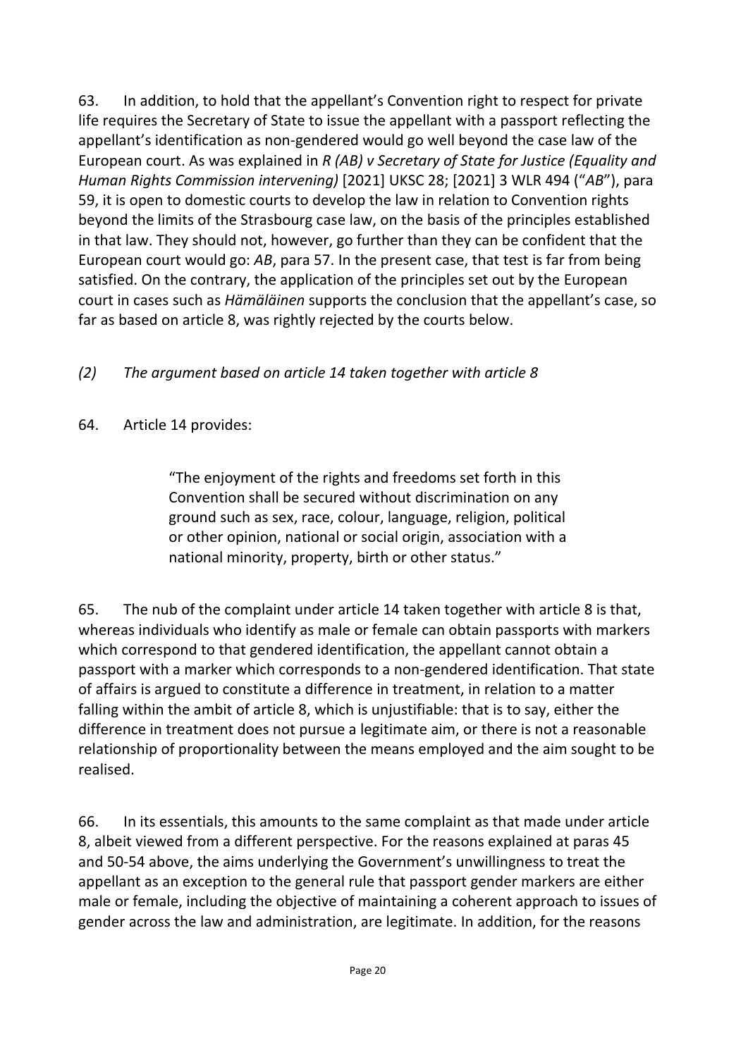63. In addition, to hold that the appellant's Convention right to respect for private life requires the Secretary of State to issue the appellant with a passport reflecting the appellant's identification as non-gendered would go well beyond the case law of the European court. As was explained in *R (AB) v Secretary of State for Justice (Equality and Human Rights Commission intervening)* [2021] UKSC 28; [2021] 3 WLR 494 ("*AB*"), para 59, it is open to domestic courts to develop the law in relation to Convention rights beyond the limits of the Strasbourg case law, on the basis of the principles established in that law. They should not, however, go further than they can be confident that the European court would go: *AB*, para 57. In the present case, that test is far from being satisfied. On the contrary, the application of the principles set out by the European court in cases such as *Hämäläinen* supports the conclusion that the appellant's case, so far as based on article 8, was rightly rejected by the courts below.

### *(2) The argument based on article 14 taken together with article 8*

64. Article 14 provides:

> "The enjoyment of the rights and freedoms set forth in this Convention shall be secured without discrimination on any ground such as sex, race, colour, language, religion, political or other opinion, national or social origin, association with a national minority, property, birth or other status."

65. The nub of the complaint under article 14 taken together with article 8 is that, whereas individuals who identify as male or female can obtain passports with markers which correspond to that gendered identification, the appellant cannot obtain a passport with a marker which corresponds to a non-gendered identification. That state of affairs is argued to constitute a difference in treatment, in relation to a matter falling within the ambit of article 8, which is unjustifiable: that is to say, either the difference in treatment does not pursue a legitimate aim, or there is not a reasonable relationship of proportionality between the means employed and the aim sought to be realised.

66. In its essentials, this amounts to the same complaint as that made under article 8, albeit viewed from a different perspective. For the reasons explained at paras 45 and 50-54 above, the aims underlying the Government's unwillingness to treat the appellant as an exception to the general rule that passport gender markers are either male or female, including the objective of maintaining a coherent approach to issues of gender across the law and administration, are legitimate. In addition, for the reasons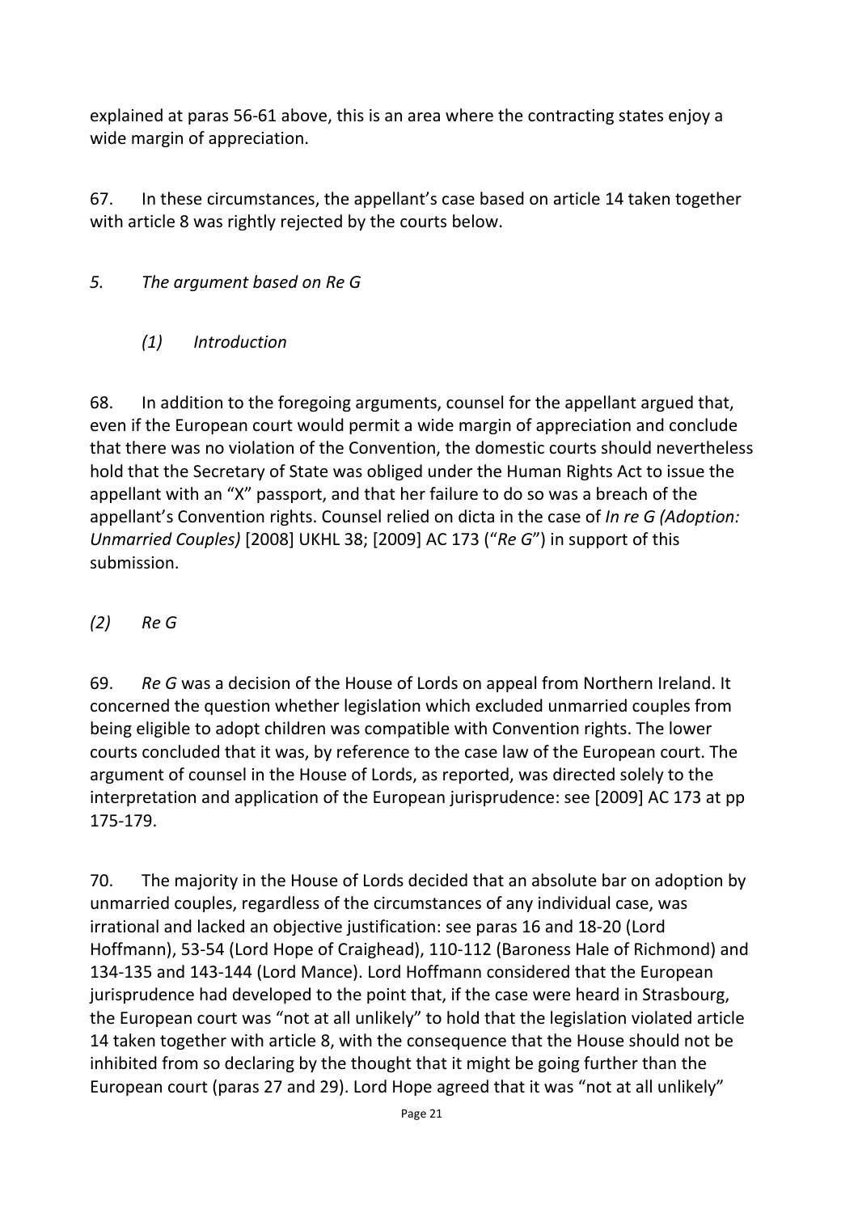explained at paras 56-61 above, this is an area where the contracting states enjoy a wide margin of appreciation.

67. In these circumstances, the appellant's case based on article 14 taken together with article 8 was rightly rejected by the courts below.

*5. The argument based on Re G*

*(1) Introduction*

68. In addition to the foregoing arguments, counsel for the appellant argued that, even if the European court would permit a wide margin of appreciation and conclude that there was no violation of the Convention, the domestic courts should nevertheless hold that the Secretary of State was obliged under the Human Rights Act to issue the appellant with an "X" passport, and that her failure to do so was a breach of the appellant's Convention rights. Counsel relied on dicta in the case of *In re G (Adoption: Unmarried Couples)* [2008] UKHL 38; [2009] AC 173 ("*Re G*") in support of this submission.

*(2) Re G*

69. *Re G* was a decision of the House of Lords on appeal from Northern Ireland. It concerned the question whether legislation which excluded unmarried couples from being eligible to adopt children was compatible with Convention rights. The lower courts concluded that it was, by reference to the case law of the European court. The argument of counsel in the House of Lords, as reported, was directed solely to the interpretation and application of the European jurisprudence: see [2009] AC 173 at pp 175-179.

70. The majority in the House of Lords decided that an absolute bar on adoption by unmarried couples, regardless of the circumstances of any individual case, was irrational and lacked an objective justification: see paras 16 and 18-20 (Lord Hoffmann), 53-54 (Lord Hope of Craighead), 110-112 (Baroness Hale of Richmond) and 134-135 and 143-144 (Lord Mance). Lord Hoffmann considered that the European jurisprudence had developed to the point that, if the case were heard in Strasbourg, the European court was "not at all unlikely" to hold that the legislation violated article 14 taken together with article 8, with the consequence that the House should not be inhibited from so declaring by the thought that it might be going further than the European court (paras 27 and 29). Lord Hope agreed that it was "not at all unlikely"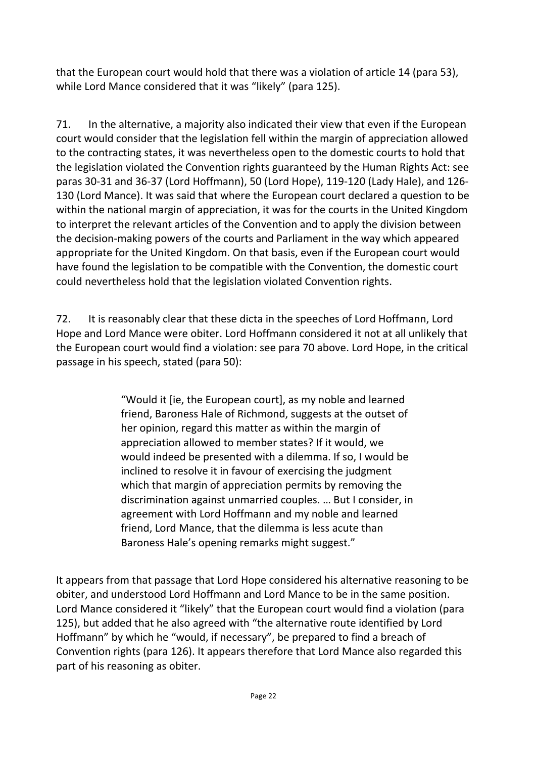that the European court would hold that there was a violation of article 14 (para 53), while Lord Mance considered that it was "likely" (para 125).

71. In the alternative, a majority also indicated their view that even if the European court would consider that the legislation fell within the margin of appreciation allowed to the contracting states, it was nevertheless open to the domestic courts to hold that the legislation violated the Convention rights guaranteed by the Human Rights Act: see paras 30-31 and 36-37 (Lord Hoffmann), 50 (Lord Hope), 119-120 (Lady Hale), and 126-130 (Lord Mance). It was said that where the European court declared a question to be within the national margin of appreciation, it was for the courts in the United Kingdom to interpret the relevant articles of the Convention and to apply the division between the decision-making powers of the courts and Parliament in the way which appeared appropriate for the United Kingdom. On that basis, even if the European court would have found the legislation to be compatible with the Convention, the domestic court could nevertheless hold that the legislation violated Convention rights.

72. It is reasonably clear that these dicta in the speeches of Lord Hoffmann, Lord Hope and Lord Mance were obiter. Lord Hoffmann considered it not at all unlikely that the European court would find a violation: see para 70 above. Lord Hope, in the critical passage in his speech, stated (para 50):

> "Would it [ie, the European court], as my noble and learned friend, Baroness Hale of Richmond, suggests at the outset of her opinion, regard this matter as within the margin of appreciation allowed to member states? If it would, we would indeed be presented with a dilemma. If so, I would be inclined to resolve it in favour of exercising the judgment which that margin of appreciation permits by removing the discrimination against unmarried couples. … But I consider, in agreement with Lord Hoffmann and my noble and learned friend, Lord Mance, that the dilemma is less acute than Baroness Hale's opening remarks might suggest."

It appears from that passage that Lord Hope considered his alternative reasoning to be obiter, and understood Lord Hoffmann and Lord Mance to be in the same position. Lord Mance considered it "likely" that the European court would find a violation (para 125), but added that he also agreed with "the alternative route identified by Lord Hoffmann" by which he "would, if necessary", be prepared to find a breach of Convention rights (para 126). It appears therefore that Lord Mance also regarded this part of his reasoning as obiter.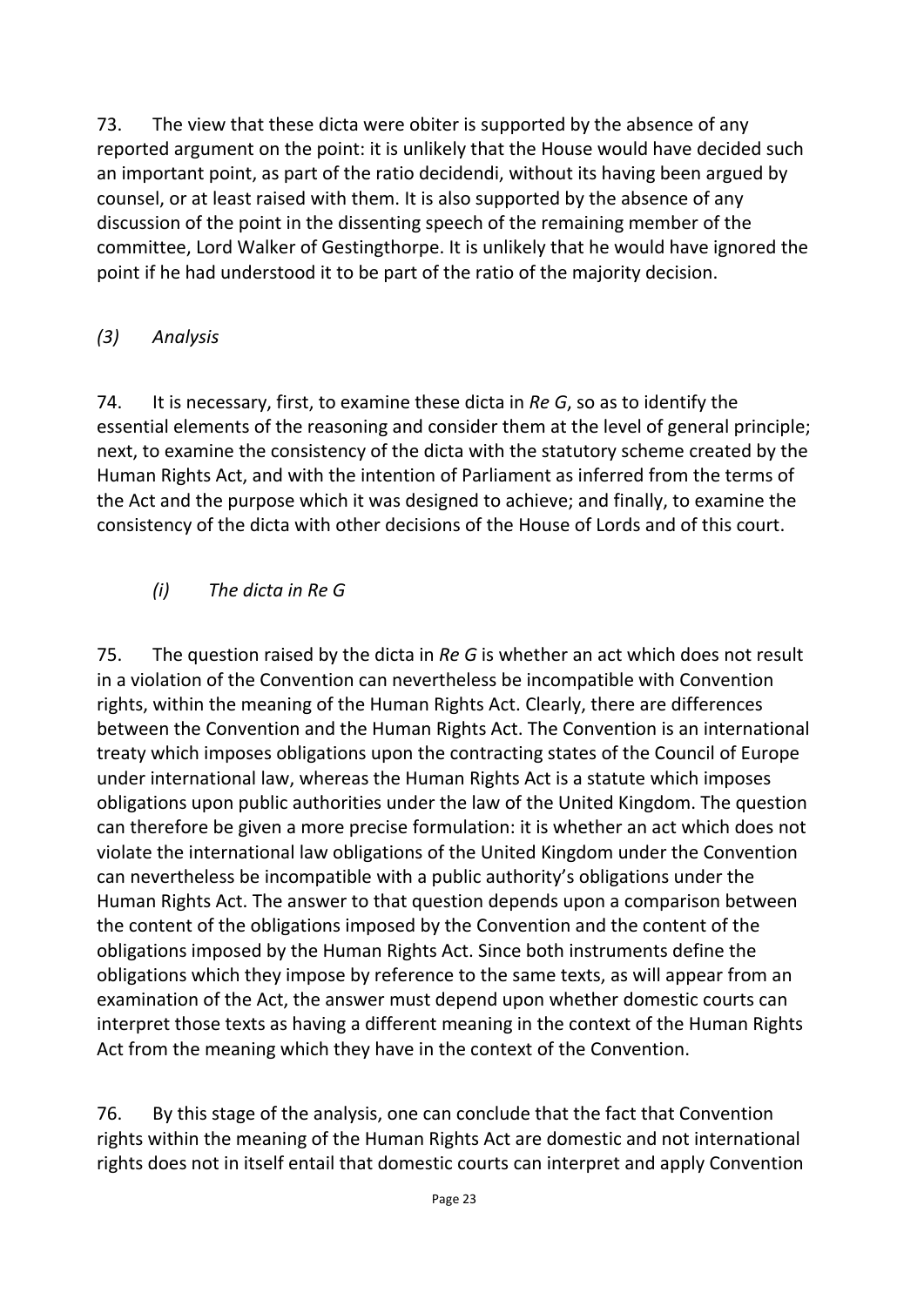73. The view that these dicta were obiter is supported by the absence of any reported argument on the point: it is unlikely that the House would have decided such an important point, as part of the ratio decidendi, without its having been argued by counsel, or at least raised with them. It is also supported by the absence of any discussion of the point in the dissenting speech of the remaining member of the committee, Lord Walker of Gestingthorpe. It is unlikely that he would have ignored the point if he had understood it to be part of the ratio of the majority decision.

*(3) Analysis*

74. It is necessary, first, to examine these dicta in *Re G*, so as to identify the essential elements of the reasoning and consider them at the level of general principle; next, to examine the consistency of the dicta with the statutory scheme created by the Human Rights Act, and with the intention of Parliament as inferred from the terms of the Act and the purpose which it was designed to achieve; and finally, to examine the consistency of the dicta with other decisions of the House of Lords and of this court.

*(i) The dicta in Re G*

75. The question raised by the dicta in *Re G* is whether an act which does not result in a violation of the Convention can nevertheless be incompatible with Convention rights, within the meaning of the Human Rights Act. Clearly, there are differences between the Convention and the Human Rights Act. The Convention is an international treaty which imposes obligations upon the contracting states of the Council of Europe under international law, whereas the Human Rights Act is a statute which imposes obligations upon public authorities under the law of the United Kingdom. The question can therefore be given a more precise formulation: it is whether an act which does not violate the international law obligations of the United Kingdom under the Convention can nevertheless be incompatible with a public authority's obligations under the Human Rights Act. The answer to that question depends upon a comparison between the content of the obligations imposed by the Convention and the content of the obligations imposed by the Human Rights Act. Since both instruments define the obligations which they impose by reference to the same texts, as will appear from an examination of the Act, the answer must depend upon whether domestic courts can interpret those texts as having a different meaning in the context of the Human Rights Act from the meaning which they have in the context of the Convention.

76. By this stage of the analysis, one can conclude that the fact that Convention rights within the meaning of the Human Rights Act are domestic and not international rights does not in itself entail that domestic courts can interpret and apply Convention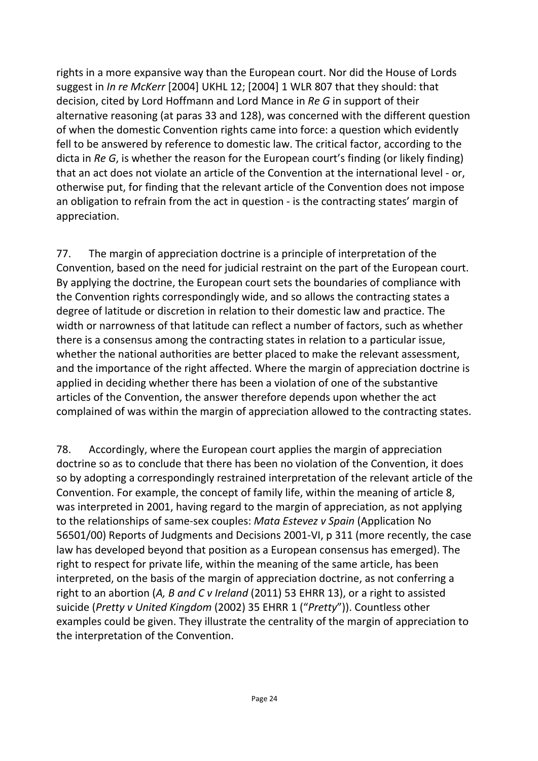rights in a more expansive way than the European court. Nor did the House of Lords suggest in *In re McKerr* [2004] UKHL 12; [2004] 1 WLR 807 that they should: that decision, cited by Lord Hoffmann and Lord Mance in *Re G* in support of their alternative reasoning (at paras 33 and 128), was concerned with the different question of when the domestic Convention rights came into force: a question which evidently fell to be answered by reference to domestic law. The critical factor, according to the dicta in *Re G*, is whether the reason for the European court's finding (or likely finding) that an act does not violate an article of the Convention at the international level - or, otherwise put, for finding that the relevant article of the Convention does not impose an obligation to refrain from the act in question - is the contracting states' margin of appreciation.

77. The margin of appreciation doctrine is a principle of interpretation of the Convention, based on the need for judicial restraint on the part of the European court. By applying the doctrine, the European court sets the boundaries of compliance with the Convention rights correspondingly wide, and so allows the contracting states a degree of latitude or discretion in relation to their domestic law and practice. The width or narrowness of that latitude can reflect a number of factors, such as whether there is a consensus among the contracting states in relation to a particular issue, whether the national authorities are better placed to make the relevant assessment, and the importance of the right affected. Where the margin of appreciation doctrine is applied in deciding whether there has been a violation of one of the substantive articles of the Convention, the answer therefore depends upon whether the act complained of was within the margin of appreciation allowed to the contracting states.

78. Accordingly, where the European court applies the margin of appreciation doctrine so as to conclude that there has been no violation of the Convention, it does so by adopting a correspondingly restrained interpretation of the relevant article of the Convention. For example, the concept of family life, within the meaning of article 8, was interpreted in 2001, having regard to the margin of appreciation, as not applying to the relationships of same-sex couples: *Mata Estevez v Spain* (Application No 56501/00) Reports of Judgments and Decisions 2001-VI, p 311 (more recently, the case law has developed beyond that position as a European consensus has emerged). The right to respect for private life, within the meaning of the same article, has been interpreted, on the basis of the margin of appreciation doctrine, as not conferring a right to an abortion (*A, B and C v Ireland* (2011) 53 EHRR 13), or a right to assisted suicide (*Pretty v United Kingdom* (2002) 35 EHRR 1 ("*Pretty*")). Countless other examples could be given. They illustrate the centrality of the margin of appreciation to the interpretation of the Convention.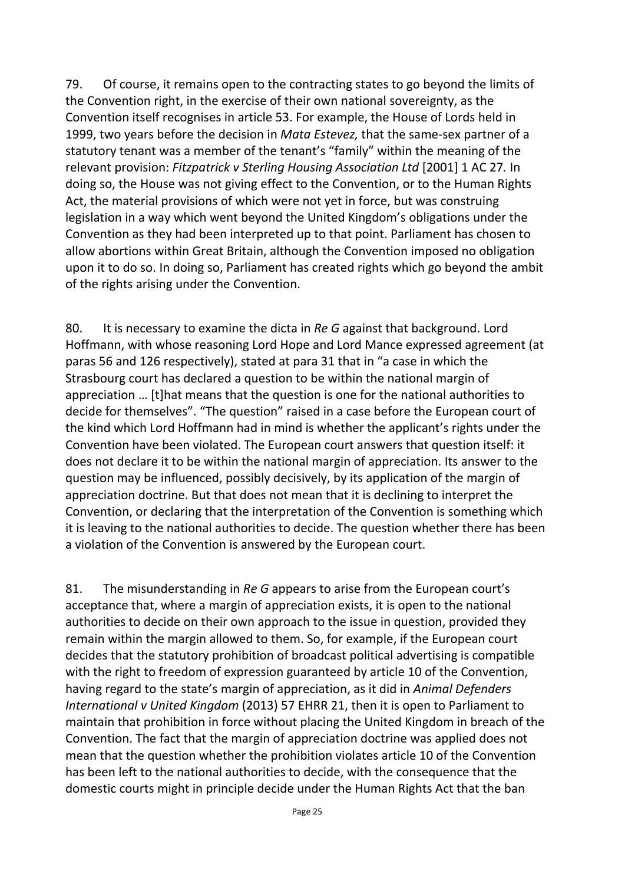79. Of course, it remains open to the contracting states to go beyond the limits of the Convention right, in the exercise of their own national sovereignty, as the Convention itself recognises in article 53. For example, the House of Lords held in 1999, two years before the decision in *Mata Estevez,* that the same-sex partner of a statutory tenant was a member of the tenant's "family" within the meaning of the relevant provision: *Fitzpatrick v Sterling Housing Association Ltd* [2001] 1 AC 27*.* In doing so, the House was not giving effect to the Convention, or to the Human Rights Act, the material provisions of which were not yet in force, but was construing legislation in a way which went beyond the United Kingdom's obligations under the Convention as they had been interpreted up to that point. Parliament has chosen to allow abortions within Great Britain, although the Convention imposed no obligation upon it to do so. In doing so, Parliament has created rights which go beyond the ambit of the rights arising under the Convention.

80. It is necessary to examine the dicta in *Re G* against that background. Lord Hoffmann, with whose reasoning Lord Hope and Lord Mance expressed agreement (at paras 56 and 126 respectively), stated at para 31 that in "a case in which the Strasbourg court has declared a question to be within the national margin of appreciation … [t]hat means that the question is one for the national authorities to decide for themselves". "The question" raised in a case before the European court of the kind which Lord Hoffmann had in mind is whether the applicant's rights under the Convention have been violated. The European court answers that question itself: it does not declare it to be within the national margin of appreciation. Its answer to the question may be influenced, possibly decisively, by its application of the margin of appreciation doctrine. But that does not mean that it is declining to interpret the Convention, or declaring that the interpretation of the Convention is something which it is leaving to the national authorities to decide. The question whether there has been a violation of the Convention is answered by the European court.

81. The misunderstanding in *Re G* appears to arise from the European court's acceptance that, where a margin of appreciation exists, it is open to the national authorities to decide on their own approach to the issue in question, provided they remain within the margin allowed to them. So, for example, if the European court decides that the statutory prohibition of broadcast political advertising is compatible with the right to freedom of expression guaranteed by article 10 of the Convention, having regard to the state's margin of appreciation, as it did in *Animal Defenders International v United Kingdom* (2013) 57 EHRR 21, then it is open to Parliament to maintain that prohibition in force without placing the United Kingdom in breach of the Convention. The fact that the margin of appreciation doctrine was applied does not mean that the question whether the prohibition violates article 10 of the Convention has been left to the national authorities to decide, with the consequence that the domestic courts might in principle decide under the Human Rights Act that the ban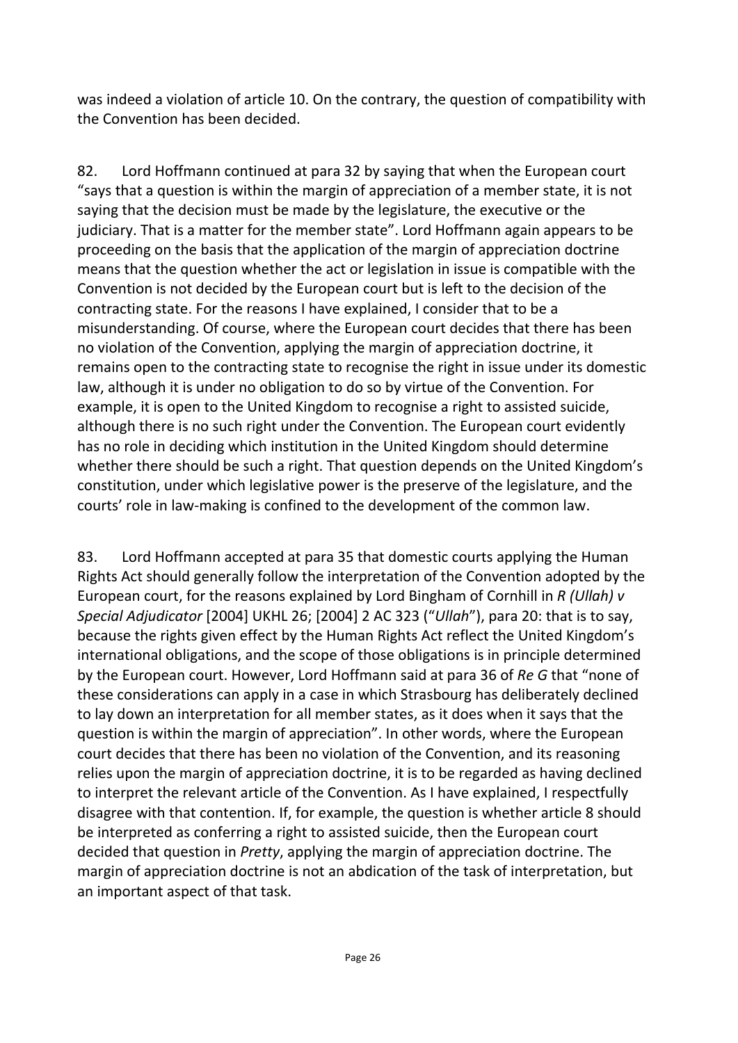was indeed a violation of article 10. On the contrary, the question of compatibility with the Convention has been decided.

82. Lord Hoffmann continued at para 32 by saying that when the European court "says that a question is within the margin of appreciation of a member state, it is not saying that the decision must be made by the legislature, the executive or the judiciary. That is a matter for the member state". Lord Hoffmann again appears to be proceeding on the basis that the application of the margin of appreciation doctrine means that the question whether the act or legislation in issue is compatible with the Convention is not decided by the European court but is left to the decision of the contracting state. For the reasons I have explained, I consider that to be a misunderstanding. Of course, where the European court decides that there has been no violation of the Convention, applying the margin of appreciation doctrine, it remains open to the contracting state to recognise the right in issue under its domestic law, although it is under no obligation to do so by virtue of the Convention. For example, it is open to the United Kingdom to recognise a right to assisted suicide, although there is no such right under the Convention. The European court evidently has no role in deciding which institution in the United Kingdom should determine whether there should be such a right. That question depends on the United Kingdom's constitution, under which legislative power is the preserve of the legislature, and the courts' role in law-making is confined to the development of the common law.

83. Lord Hoffmann accepted at para 35 that domestic courts applying the Human Rights Act should generally follow the interpretation of the Convention adopted by the European court, for the reasons explained by Lord Bingham of Cornhill in *R (Ullah) v Special Adjudicator* [2004] UKHL 26; [2004] 2 AC 323 ("*Ullah*"), para 20: that is to say, because the rights given effect by the Human Rights Act reflect the United Kingdom's international obligations, and the scope of those obligations is in principle determined by the European court. However, Lord Hoffmann said at para 36 of *Re G* that "none of these considerations can apply in a case in which Strasbourg has deliberately declined to lay down an interpretation for all member states, as it does when it says that the question is within the margin of appreciation". In other words, where the European court decides that there has been no violation of the Convention, and its reasoning relies upon the margin of appreciation doctrine, it is to be regarded as having declined to interpret the relevant article of the Convention. As I have explained, I respectfully disagree with that contention. If, for example, the question is whether article 8 should be interpreted as conferring a right to assisted suicide, then the European court decided that question in *Pretty*, applying the margin of appreciation doctrine. The margin of appreciation doctrine is not an abdication of the task of interpretation, but an important aspect of that task.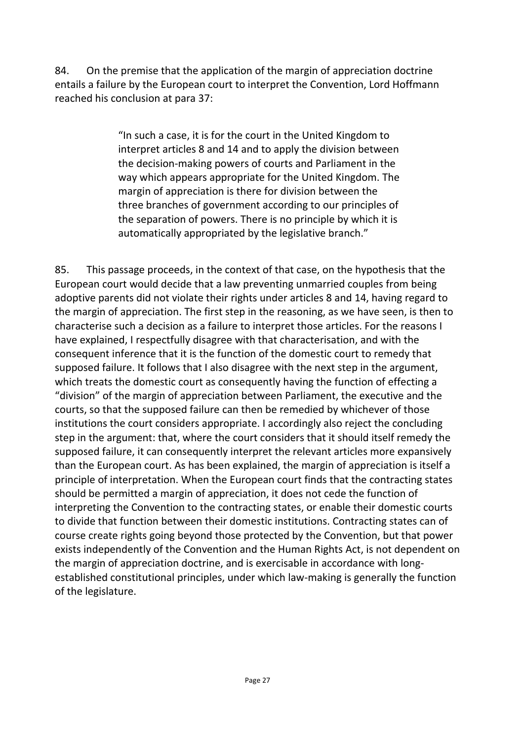84. On the premise that the application of the margin of appreciation doctrine entails a failure by the European court to interpret the Convention, Lord Hoffmann reached his conclusion at para 37:

> "In such a case, it is for the court in the United Kingdom to interpret articles 8 and 14 and to apply the division between the decision-making powers of courts and Parliament in the way which appears appropriate for the United Kingdom. The margin of appreciation is there for division between the three branches of government according to our principles of the separation of powers. There is no principle by which it is automatically appropriated by the legislative branch."

85. This passage proceeds, in the context of that case, on the hypothesis that the European court would decide that a law preventing unmarried couples from being adoptive parents did not violate their rights under articles 8 and 14, having regard to the margin of appreciation. The first step in the reasoning, as we have seen, is then to characterise such a decision as a failure to interpret those articles. For the reasons I have explained, I respectfully disagree with that characterisation, and with the consequent inference that it is the function of the domestic court to remedy that supposed failure. It follows that I also disagree with the next step in the argument, which treats the domestic court as consequently having the function of effecting a "division" of the margin of appreciation between Parliament, the executive and the courts, so that the supposed failure can then be remedied by whichever of those institutions the court considers appropriate. I accordingly also reject the concluding step in the argument: that, where the court considers that it should itself remedy the supposed failure, it can consequently interpret the relevant articles more expansively than the European court. As has been explained, the margin of appreciation is itself a principle of interpretation. When the European court finds that the contracting states should be permitted a margin of appreciation, it does not cede the function of interpreting the Convention to the contracting states, or enable their domestic courts to divide that function between their domestic institutions. Contracting states can of course create rights going beyond those protected by the Convention, but that power exists independently of the Convention and the Human Rights Act, is not dependent on the margin of appreciation doctrine, and is exercisable in accordance with long-established constitutional principles, under which law-making is generally the function of the legislature.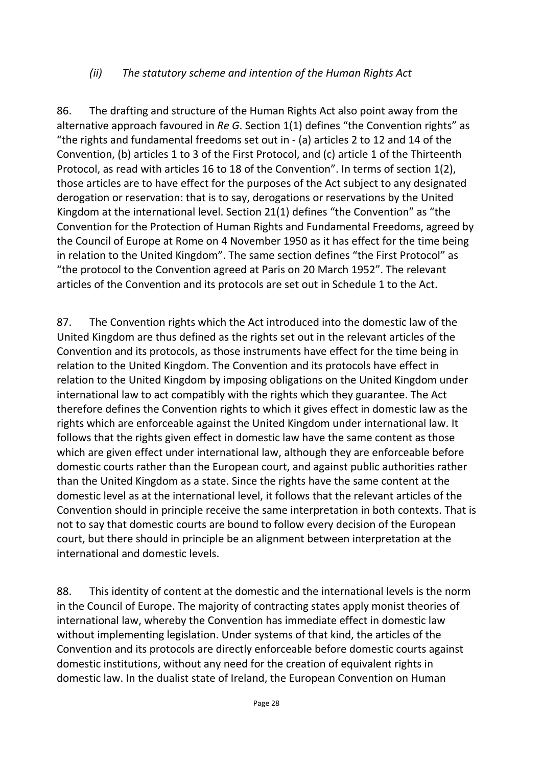### *(ii) The statutory scheme and intention of the Human Rights Act*

86. The drafting and structure of the Human Rights Act also point away from the alternative approach favoured in *Re G*. Section 1(1) defines "the Convention rights" as "the rights and fundamental freedoms set out in - (a) articles 2 to 12 and 14 of the Convention, (b) articles 1 to 3 of the First Protocol, and (c) article 1 of the Thirteenth Protocol, as read with articles 16 to 18 of the Convention". In terms of section 1(2), those articles are to have effect for the purposes of the Act subject to any designated derogation or reservation: that is to say, derogations or reservations by the United Kingdom at the international level. Section 21(1) defines "the Convention" as "the Convention for the Protection of Human Rights and Fundamental Freedoms, agreed by the Council of Europe at Rome on 4 November 1950 as it has effect for the time being in relation to the United Kingdom". The same section defines "the First Protocol" as "the protocol to the Convention agreed at Paris on 20 March 1952". The relevant articles of the Convention and its protocols are set out in Schedule 1 to the Act.

87. The Convention rights which the Act introduced into the domestic law of the United Kingdom are thus defined as the rights set out in the relevant articles of the Convention and its protocols, as those instruments have effect for the time being in relation to the United Kingdom. The Convention and its protocols have effect in relation to the United Kingdom by imposing obligations on the United Kingdom under international law to act compatibly with the rights which they guarantee. The Act therefore defines the Convention rights to which it gives effect in domestic law as the rights which are enforceable against the United Kingdom under international law. It follows that the rights given effect in domestic law have the same content as those which are given effect under international law, although they are enforceable before domestic courts rather than the European court, and against public authorities rather than the United Kingdom as a state. Since the rights have the same content at the domestic level as at the international level, it follows that the relevant articles of the Convention should in principle receive the same interpretation in both contexts. That is not to say that domestic courts are bound to follow every decision of the European court, but there should in principle be an alignment between interpretation at the international and domestic levels.

88. This identity of content at the domestic and the international levels is the norm in the Council of Europe. The majority of contracting states apply monist theories of international law, whereby the Convention has immediate effect in domestic law without implementing legislation. Under systems of that kind, the articles of the Convention and its protocols are directly enforceable before domestic courts against domestic institutions, without any need for the creation of equivalent rights in domestic law. In the dualist state of Ireland, the European Convention on Human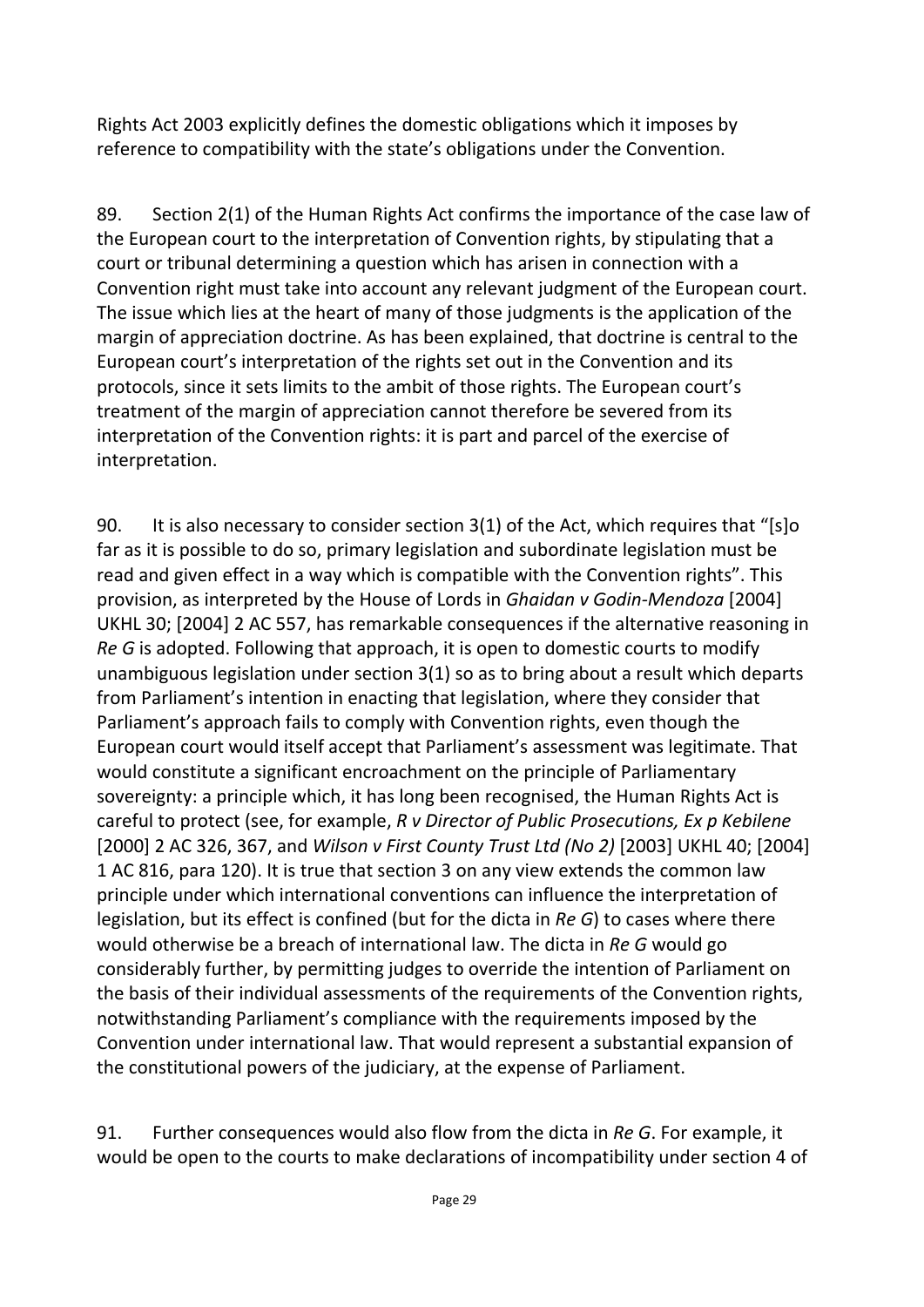Rights Act 2003 explicitly defines the domestic obligations which it imposes by reference to compatibility with the state's obligations under the Convention.

89. Section 2(1) of the Human Rights Act confirms the importance of the case law of the European court to the interpretation of Convention rights, by stipulating that a court or tribunal determining a question which has arisen in connection with a Convention right must take into account any relevant judgment of the European court. The issue which lies at the heart of many of those judgments is the application of the margin of appreciation doctrine. As has been explained, that doctrine is central to the European court's interpretation of the rights set out in the Convention and its protocols, since it sets limits to the ambit of those rights. The European court's treatment of the margin of appreciation cannot therefore be severed from its interpretation of the Convention rights: it is part and parcel of the exercise of interpretation.

90. It is also necessary to consider section 3(1) of the Act, which requires that "[s]o far as it is possible to do so, primary legislation and subordinate legislation must be read and given effect in a way which is compatible with the Convention rights". This provision, as interpreted by the House of Lords in *Ghaidan v Godin-Mendoza* [2004] UKHL 30; [2004] 2 AC 557, has remarkable consequences if the alternative reasoning in *Re G* is adopted. Following that approach, it is open to domestic courts to modify unambiguous legislation under section 3(1) so as to bring about a result which departs from Parliament's intention in enacting that legislation, where they consider that Parliament's approach fails to comply with Convention rights, even though the European court would itself accept that Parliament's assessment was legitimate. That would constitute a significant encroachment on the principle of Parliamentary sovereignty: a principle which, it has long been recognised, the Human Rights Act is careful to protect (see, for example, *R v Director of Public Prosecutions, Ex p Kebilene* [2000] 2 AC 326, 367, and *Wilson v First County Trust Ltd (No 2)* [2003] UKHL 40; [2004] 1 AC 816, para 120). It is true that section 3 on any view extends the common law principle under which international conventions can influence the interpretation of legislation, but its effect is confined (but for the dicta in *Re G*) to cases where there would otherwise be a breach of international law. The dicta in *Re G* would go considerably further, by permitting judges to override the intention of Parliament on the basis of their individual assessments of the requirements of the Convention rights, notwithstanding Parliament's compliance with the requirements imposed by the Convention under international law. That would represent a substantial expansion of the constitutional powers of the judiciary, at the expense of Parliament.

91. Further consequences would also flow from the dicta in *Re G*. For example, it would be open to the courts to make declarations of incompatibility under section 4 of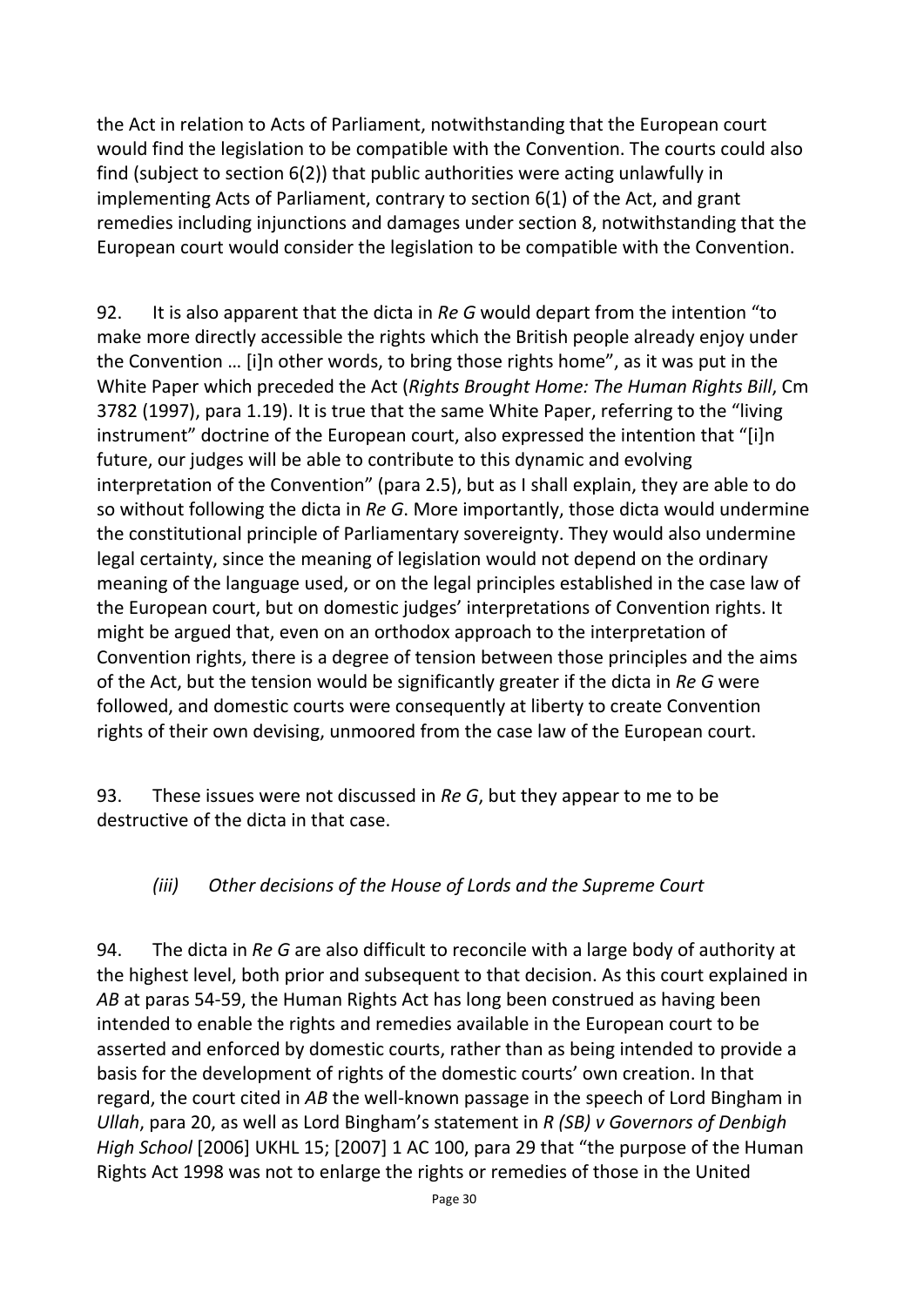the Act in relation to Acts of Parliament, notwithstanding that the European court would find the legislation to be compatible with the Convention. The courts could also find (subject to section 6(2)) that public authorities were acting unlawfully in implementing Acts of Parliament, contrary to section 6(1) of the Act, and grant remedies including injunctions and damages under section 8, notwithstanding that the European court would consider the legislation to be compatible with the Convention.

92. It is also apparent that the dicta in *Re G* would depart from the intention "to make more directly accessible the rights which the British people already enjoy under the Convention … [i]n other words, to bring those rights home", as it was put in the White Paper which preceded the Act (*Rights Brought Home: The Human Rights Bill*, Cm 3782 (1997), para 1.19). It is true that the same White Paper, referring to the "living instrument" doctrine of the European court, also expressed the intention that "[i]n future, our judges will be able to contribute to this dynamic and evolving interpretation of the Convention" (para 2.5), but as I shall explain, they are able to do so without following the dicta in *Re G*. More importantly, those dicta would undermine the constitutional principle of Parliamentary sovereignty. They would also undermine legal certainty, since the meaning of legislation would not depend on the ordinary meaning of the language used, or on the legal principles established in the case law of the European court, but on domestic judges' interpretations of Convention rights. It might be argued that, even on an orthodox approach to the interpretation of Convention rights, there is a degree of tension between those principles and the aims of the Act, but the tension would be significantly greater if the dicta in *Re G* were followed, and domestic courts were consequently at liberty to create Convention rights of their own devising, unmoored from the case law of the European court.

93. These issues were not discussed in *Re G*, but they appear to me to be destructive of the dicta in that case.

### *(iii) Other decisions of the House of Lords and the Supreme Court*

94. The dicta in *Re G* are also difficult to reconcile with a large body of authority at the highest level, both prior and subsequent to that decision. As this court explained in *AB* at paras 54-59, the Human Rights Act has long been construed as having been intended to enable the rights and remedies available in the European court to be asserted and enforced by domestic courts, rather than as being intended to provide a basis for the development of rights of the domestic courts' own creation. In that regard, the court cited in *AB* the well-known passage in the speech of Lord Bingham in *Ullah*, para 20, as well as Lord Bingham's statement in *R (SB) v Governors of Denbigh High School* [2006] UKHL 15; [2007] 1 AC 100, para 29 that "the purpose of the Human Rights Act 1998 was not to enlarge the rights or remedies of those in the United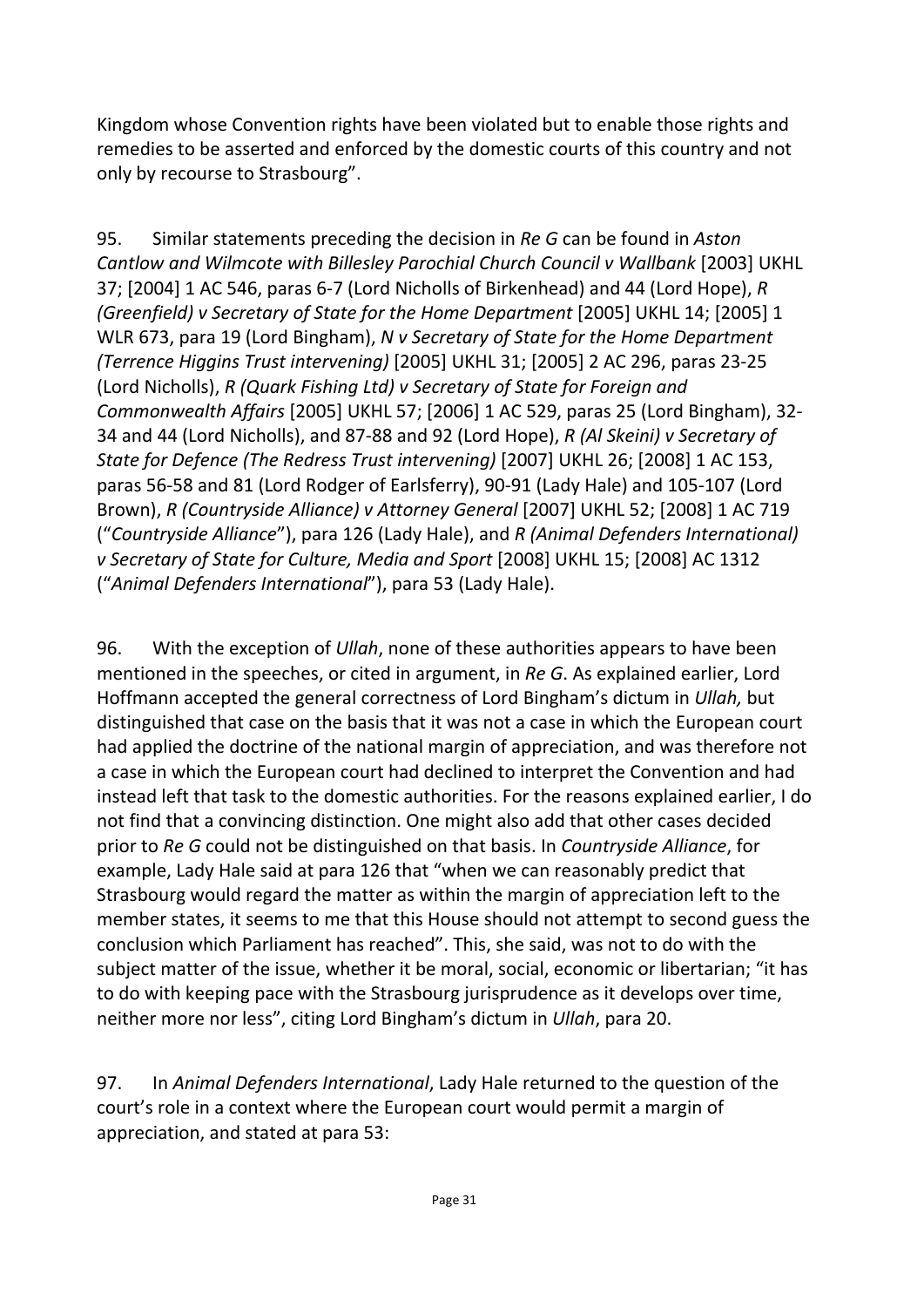Kingdom whose Convention rights have been violated but to enable those rights and remedies to be asserted and enforced by the domestic courts of this country and not only by recourse to Strasbourg".

95. Similar statements preceding the decision in *Re G* can be found in *Aston Cantlow and Wilmcote with Billesley Parochial Church Council v Wallbank* [2003] UKHL 37; [2004] 1 AC 546, paras 6-7 (Lord Nicholls of Birkenhead) and 44 (Lord Hope), *R (Greenfield) v Secretary of State for the Home Department* [2005] UKHL 14; [2005] 1 WLR 673, para 19 (Lord Bingham), *N v Secretary of State for the Home Department (Terrence Higgins Trust intervening)* [2005] UKHL 31; [2005] 2 AC 296, paras 23-25 (Lord Nicholls), *R (Quark Fishing Ltd) v Secretary of State for Foreign and Commonwealth Affairs* [2005] UKHL 57; [2006] 1 AC 529, paras 25 (Lord Bingham), 32-34 and 44 (Lord Nicholls), and 87-88 and 92 (Lord Hope), *R (Al Skeini) v Secretary of State for Defence (The Redress Trust intervening)* [2007] UKHL 26; [2008] 1 AC 153, paras 56-58 and 81 (Lord Rodger of Earlsferry), 90-91 (Lady Hale) and 105-107 (Lord Brown), *R (Countryside Alliance) v Attorney General* [2007] UKHL 52; [2008] 1 AC 719 ("*Countryside Alliance*"), para 126 (Lady Hale), and *R (Animal Defenders International) v Secretary of State for Culture, Media and Sport* [2008] UKHL 15; [2008] AC 1312 ("*Animal Defenders International*"), para 53 (Lady Hale).

96. With the exception of *Ullah*, none of these authorities appears to have been mentioned in the speeches, or cited in argument, in *Re G*. As explained earlier, Lord Hoffmann accepted the general correctness of Lord Bingham's dictum in *Ullah,* but distinguished that case on the basis that it was not a case in which the European court had applied the doctrine of the national margin of appreciation, and was therefore not a case in which the European court had declined to interpret the Convention and had instead left that task to the domestic authorities. For the reasons explained earlier, I do not find that a convincing distinction. One might also add that other cases decided prior to *Re G* could not be distinguished on that basis. In *Countryside Alliance*, for example, Lady Hale said at para 126 that "when we can reasonably predict that Strasbourg would regard the matter as within the margin of appreciation left to the member states, it seems to me that this House should not attempt to second guess the conclusion which Parliament has reached". This, she said, was not to do with the subject matter of the issue, whether it be moral, social, economic or libertarian; "it has to do with keeping pace with the Strasbourg jurisprudence as it develops over time, neither more nor less", citing Lord Bingham's dictum in *Ullah*, para 20.

97. In *Animal Defenders International*, Lady Hale returned to the question of the court's role in a context where the European court would permit a margin of appreciation, and stated at para 53: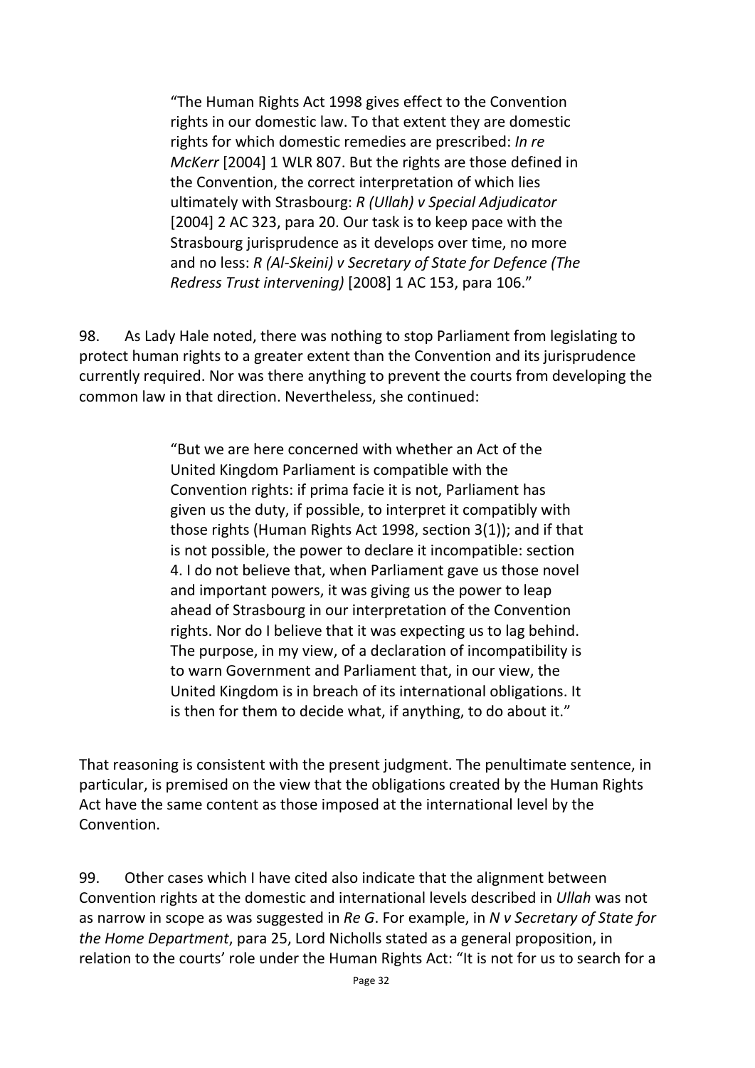> "The Human Rights Act 1998 gives effect to the Convention rights in our domestic law. To that extent they are domestic rights for which domestic remedies are prescribed: *In re McKerr* [2004] 1 WLR 807. But the rights are those defined in the Convention, the correct interpretation of which lies ultimately with Strasbourg: *R (Ullah) v Special Adjudicator* [2004] 2 AC 323, para 20. Our task is to keep pace with the Strasbourg jurisprudence as it develops over time, no more and no less: *R (Al-Skeini) v Secretary of State for Defence (The Redress Trust intervening)* [2008] 1 AC 153, para 106."

98. As Lady Hale noted, there was nothing to stop Parliament from legislating to protect human rights to a greater extent than the Convention and its jurisprudence currently required. Nor was there anything to prevent the courts from developing the common law in that direction. Nevertheless, she continued:

> "But we are here concerned with whether an Act of the United Kingdom Parliament is compatible with the Convention rights: if prima facie it is not, Parliament has given us the duty, if possible, to interpret it compatibly with those rights (Human Rights Act 1998, section 3(1)); and if that is not possible, the power to declare it incompatible: section 4. I do not believe that, when Parliament gave us those novel and important powers, it was giving us the power to leap ahead of Strasbourg in our interpretation of the Convention rights. Nor do I believe that it was expecting us to lag behind. The purpose, in my view, of a declaration of incompatibility is to warn Government and Parliament that, in our view, the United Kingdom is in breach of its international obligations. It is then for them to decide what, if anything, to do about it."

That reasoning is consistent with the present judgment. The penultimate sentence, in particular, is premised on the view that the obligations created by the Human Rights Act have the same content as those imposed at the international level by the Convention.

99. Other cases which I have cited also indicate that the alignment between Convention rights at the domestic and international levels described in *Ullah* was not as narrow in scope as was suggested in *Re G*. For example, in *N v Secretary of State for the Home Department*, para 25, Lord Nicholls stated as a general proposition, in relation to the courts' role under the Human Rights Act: "It is not for us to search for a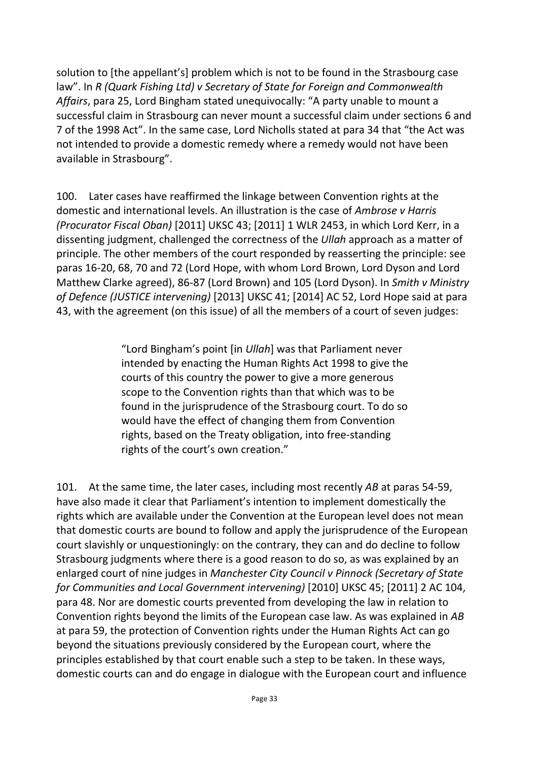solution to [the appellant's] problem which is not to be found in the Strasbourg case law". In *R (Quark Fishing Ltd) v Secretary of State for Foreign and Commonwealth Affairs*, para 25, Lord Bingham stated unequivocally: "A party unable to mount a successful claim in Strasbourg can never mount a successful claim under sections 6 and 7 of the 1998 Act". In the same case, Lord Nicholls stated at para 34 that "the Act was not intended to provide a domestic remedy where a remedy would not have been available in Strasbourg".

100. Later cases have reaffirmed the linkage between Convention rights at the domestic and international levels. An illustration is the case of *Ambrose v Harris (Procurator Fiscal Oban)* [2011] UKSC 43; [2011] 1 WLR 2453, in which Lord Kerr, in a dissenting judgment, challenged the correctness of the *Ullah* approach as a matter of principle. The other members of the court responded by reasserting the principle: see paras 16-20, 68, 70 and 72 (Lord Hope, with whom Lord Brown, Lord Dyson and Lord Matthew Clarke agreed), 86-87 (Lord Brown) and 105 (Lord Dyson). In *Smith v Ministry of Defence (JUSTICE intervening)* [2013] UKSC 41; [2014] AC 52, Lord Hope said at para 43, with the agreement (on this issue) of all the members of a court of seven judges:

> "Lord Bingham's point [in *Ullah*] was that Parliament never intended by enacting the Human Rights Act 1998 to give the courts of this country the power to give a more generous scope to the Convention rights than that which was to be found in the jurisprudence of the Strasbourg court. To do so would have the effect of changing them from Convention rights, based on the Treaty obligation, into free-standing rights of the court's own creation."

101. At the same time, the later cases, including most recently *AB* at paras 54-59, have also made it clear that Parliament's intention to implement domestically the rights which are available under the Convention at the European level does not mean that domestic courts are bound to follow and apply the jurisprudence of the European court slavishly or unquestioningly: on the contrary, they can and do decline to follow Strasbourg judgments where there is a good reason to do so, as was explained by an enlarged court of nine judges in *Manchester City Council v Pinnock (Secretary of State for Communities and Local Government intervening)* [2010] UKSC 45; [2011] 2 AC 104, para 48. Nor are domestic courts prevented from developing the law in relation to Convention rights beyond the limits of the European case law. As was explained in *AB* at para 59, the protection of Convention rights under the Human Rights Act can go beyond the situations previously considered by the European court, where the principles established by that court enable such a step to be taken. In these ways, domestic courts can and do engage in dialogue with the European court and influence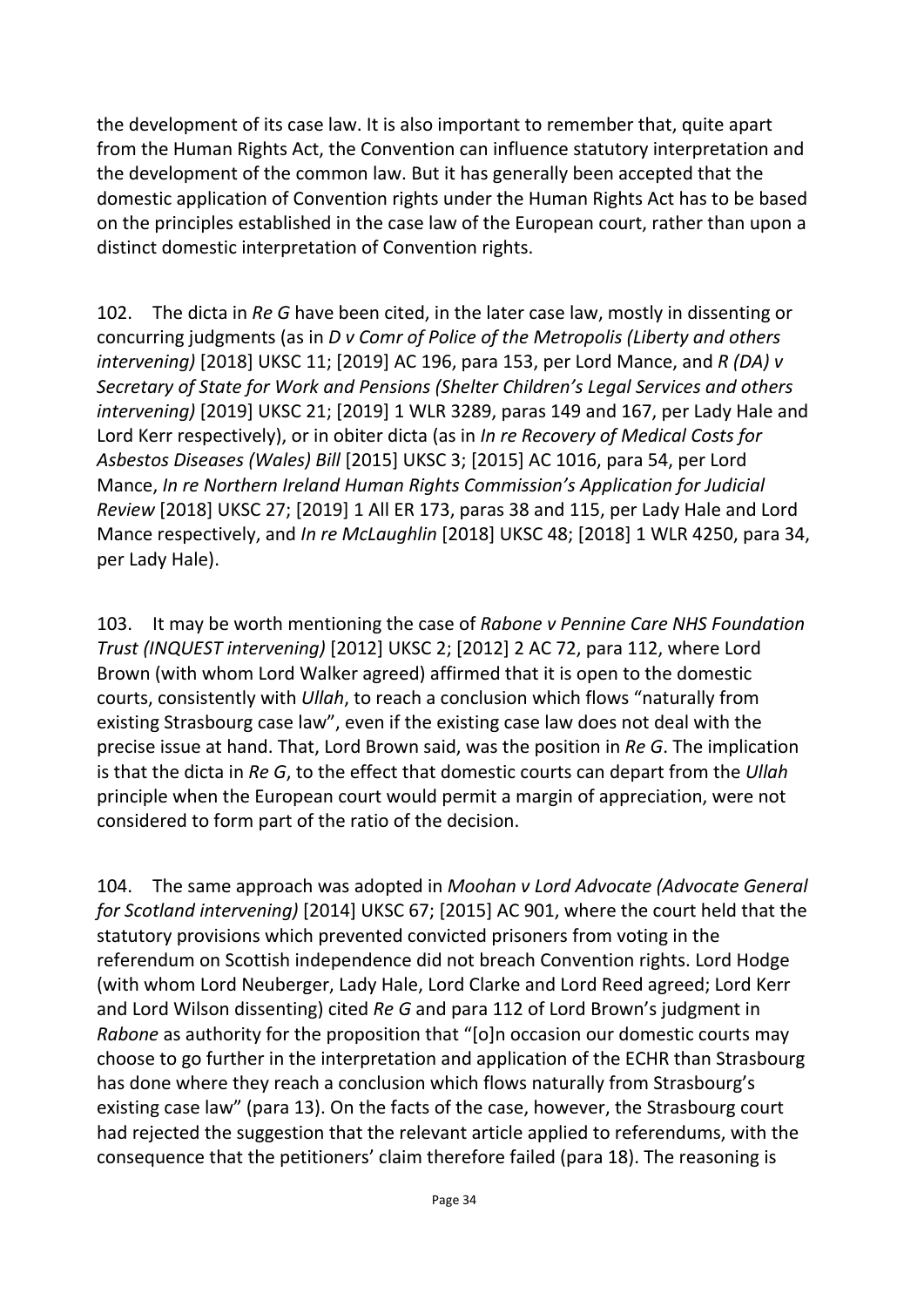the development of its case law. It is also important to remember that, quite apart from the Human Rights Act, the Convention can influence statutory interpretation and the development of the common law. But it has generally been accepted that the domestic application of Convention rights under the Human Rights Act has to be based on the principles established in the case law of the European court, rather than upon a distinct domestic interpretation of Convention rights.

102. The dicta in *Re G* have been cited, in the later case law, mostly in dissenting or concurring judgments (as in *D v Comr of Police of the Metropolis (Liberty and others intervening)* [2018] UKSC 11; [2019] AC 196, para 153, per Lord Mance, and *R (DA) v Secretary of State for Work and Pensions (Shelter Children's Legal Services and others intervening)* [2019] UKSC 21; [2019] 1 WLR 3289, paras 149 and 167, per Lady Hale and Lord Kerr respectively), or in obiter dicta (as in *In re Recovery of Medical Costs for Asbestos Diseases (Wales) Bill* [2015] UKSC 3; [2015] AC 1016, para 54, per Lord Mance, *In re Northern Ireland Human Rights Commission's Application for Judicial Review* [2018] UKSC 27; [2019] 1 All ER 173, paras 38 and 115, per Lady Hale and Lord Mance respectively, and *In re McLaughlin* [2018] UKSC 48; [2018] 1 WLR 4250, para 34, per Lady Hale).

103. It may be worth mentioning the case of *Rabone v Pennine Care NHS Foundation Trust (INQUEST intervening)* [2012] UKSC 2; [2012] 2 AC 72, para 112, where Lord Brown (with whom Lord Walker agreed) affirmed that it is open to the domestic courts, consistently with *Ullah*, to reach a conclusion which flows "naturally from existing Strasbourg case law", even if the existing case law does not deal with the precise issue at hand. That, Lord Brown said, was the position in *Re G*. The implication is that the dicta in *Re G*, to the effect that domestic courts can depart from the *Ullah* principle when the European court would permit a margin of appreciation, were not considered to form part of the ratio of the decision.

104. The same approach was adopted in *Moohan v Lord Advocate (Advocate General for Scotland intervening)* [2014] UKSC 67; [2015] AC 901, where the court held that the statutory provisions which prevented convicted prisoners from voting in the referendum on Scottish independence did not breach Convention rights. Lord Hodge (with whom Lord Neuberger, Lady Hale, Lord Clarke and Lord Reed agreed; Lord Kerr and Lord Wilson dissenting) cited *Re G* and para 112 of Lord Brown's judgment in *Rabone* as authority for the proposition that "[o]n occasion our domestic courts may choose to go further in the interpretation and application of the ECHR than Strasbourg has done where they reach a conclusion which flows naturally from Strasbourg's existing case law" (para 13). On the facts of the case, however, the Strasbourg court had rejected the suggestion that the relevant article applied to referendums, with the consequence that the petitioners' claim therefore failed (para 18). The reasoning is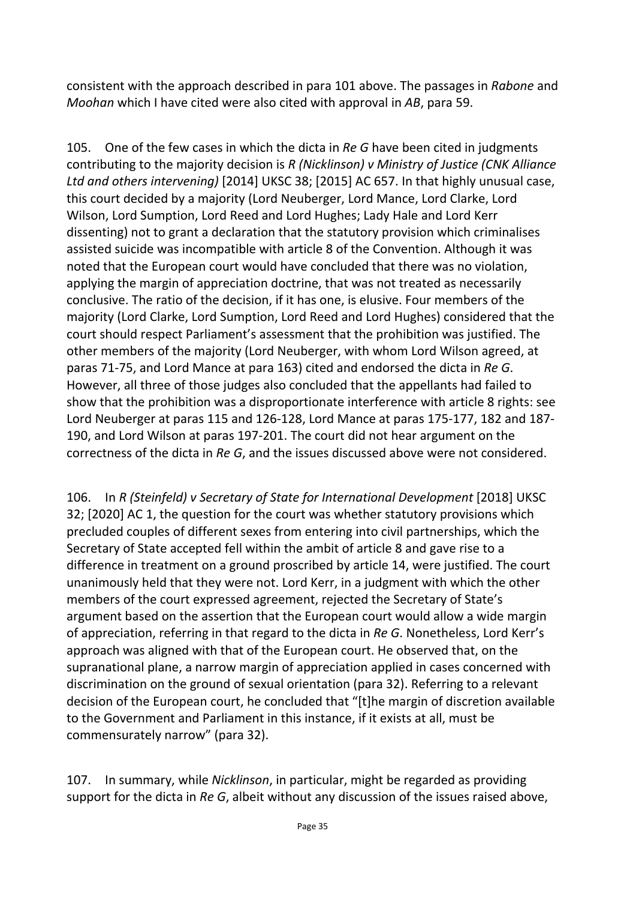consistent with the approach described in para 101 above. The passages in *Rabone* and *Moohan* which I have cited were also cited with approval in *AB*, para 59.

105. One of the few cases in which the dicta in *Re G* have been cited in judgments contributing to the majority decision is *R (Nicklinson) v Ministry of Justice (CNK Alliance Ltd and others intervening)* [2014] UKSC 38; [2015] AC 657. In that highly unusual case, this court decided by a majority (Lord Neuberger, Lord Mance, Lord Clarke, Lord Wilson, Lord Sumption, Lord Reed and Lord Hughes; Lady Hale and Lord Kerr dissenting) not to grant a declaration that the statutory provision which criminalises assisted suicide was incompatible with article 8 of the Convention. Although it was noted that the European court would have concluded that there was no violation, applying the margin of appreciation doctrine, that was not treated as necessarily conclusive. The ratio of the decision, if it has one, is elusive. Four members of the majority (Lord Clarke, Lord Sumption, Lord Reed and Lord Hughes) considered that the court should respect Parliament's assessment that the prohibition was justified. The other members of the majority (Lord Neuberger, with whom Lord Wilson agreed, at paras 71-75, and Lord Mance at para 163) cited and endorsed the dicta in *Re G*. However, all three of those judges also concluded that the appellants had failed to show that the prohibition was a disproportionate interference with article 8 rights: see Lord Neuberger at paras 115 and 126-128, Lord Mance at paras 175-177, 182 and 187-190, and Lord Wilson at paras 197-201. The court did not hear argument on the correctness of the dicta in *Re G*, and the issues discussed above were not considered.

106. In *R (Steinfeld) v Secretary of State for International Development* [2018] UKSC 32; [2020] AC 1, the question for the court was whether statutory provisions which precluded couples of different sexes from entering into civil partnerships, which the Secretary of State accepted fell within the ambit of article 8 and gave rise to a difference in treatment on a ground proscribed by article 14, were justified. The court unanimously held that they were not. Lord Kerr, in a judgment with which the other members of the court expressed agreement, rejected the Secretary of State's argument based on the assertion that the European court would allow a wide margin of appreciation, referring in that regard to the dicta in *Re G*. Nonetheless, Lord Kerr's approach was aligned with that of the European court. He observed that, on the supranational plane, a narrow margin of appreciation applied in cases concerned with discrimination on the ground of sexual orientation (para 32). Referring to a relevant decision of the European court, he concluded that "[t]he margin of discretion available to the Government and Parliament in this instance, if it exists at all, must be commensurately narrow" (para 32).

107. In summary, while *Nicklinson*, in particular, might be regarded as providing support for the dicta in *Re G*, albeit without any discussion of the issues raised above,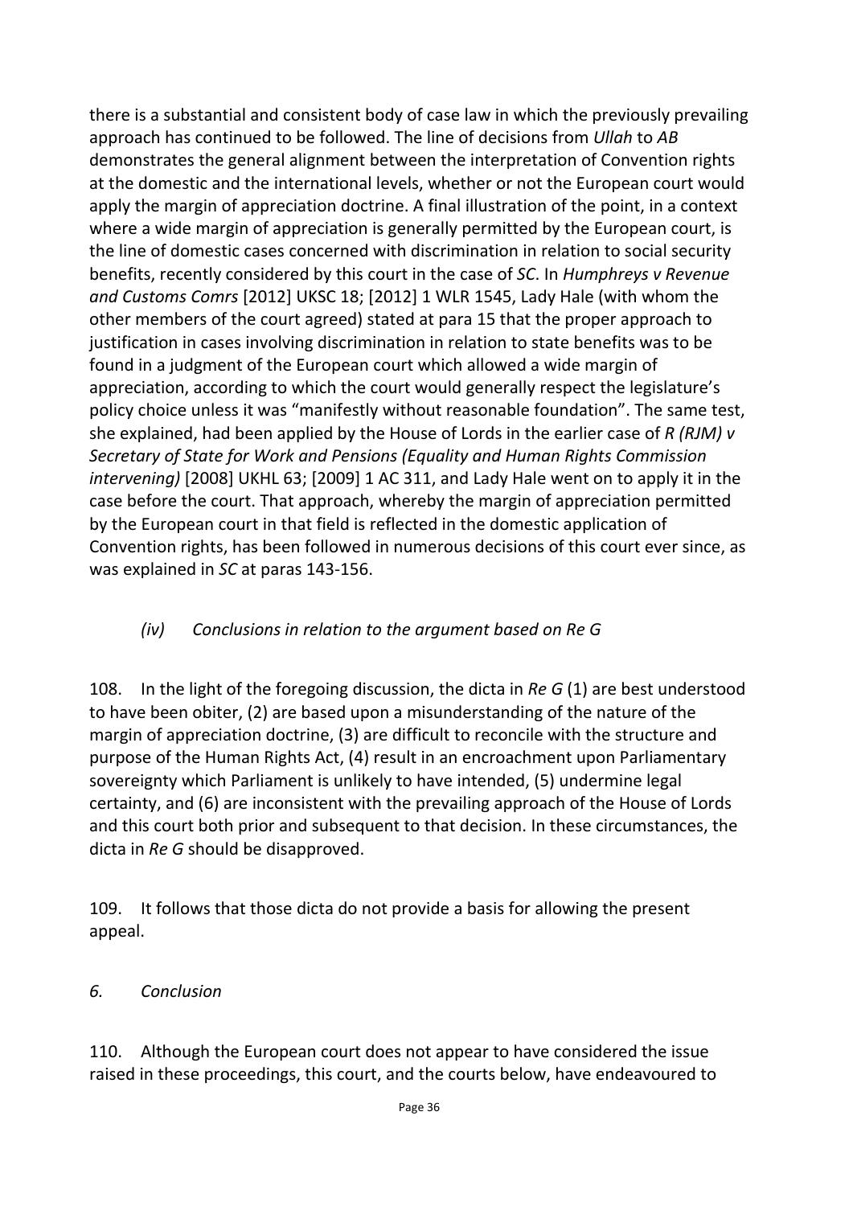there is a substantial and consistent body of case law in which the previously prevailing approach has continued to be followed. The line of decisions from *Ullah* to *AB* demonstrates the general alignment between the interpretation of Convention rights at the domestic and the international levels, whether or not the European court would apply the margin of appreciation doctrine. A final illustration of the point, in a context where a wide margin of appreciation is generally permitted by the European court, is the line of domestic cases concerned with discrimination in relation to social security benefits, recently considered by this court in the case of *SC*. In *Humphreys v Revenue and Customs Comrs* [2012] UKSC 18; [2012] 1 WLR 1545, Lady Hale (with whom the other members of the court agreed) stated at para 15 that the proper approach to justification in cases involving discrimination in relation to state benefits was to be found in a judgment of the European court which allowed a wide margin of appreciation, according to which the court would generally respect the legislature's policy choice unless it was "manifestly without reasonable foundation". The same test, she explained, had been applied by the House of Lords in the earlier case of *R (RJM) v Secretary of State for Work and Pensions (Equality and Human Rights Commission intervening)* [2008] UKHL 63; [2009] 1 AC 311, and Lady Hale went on to apply it in the case before the court. That approach, whereby the margin of appreciation permitted by the European court in that field is reflected in the domestic application of Convention rights, has been followed in numerous decisions of this court ever since, as was explained in *SC* at paras 143-156.

### *(iv) Conclusions in relation to the argument based on Re G*

108. In the light of the foregoing discussion, the dicta in *Re G* (1) are best understood to have been obiter, (2) are based upon a misunderstanding of the nature of the margin of appreciation doctrine, (3) are difficult to reconcile with the structure and purpose of the Human Rights Act, (4) result in an encroachment upon Parliamentary sovereignty which Parliament is unlikely to have intended, (5) undermine legal certainty, and (6) are inconsistent with the prevailing approach of the House of Lords and this court both prior and subsequent to that decision. In these circumstances, the dicta in *Re G* should be disapproved.

109. It follows that those dicta do not provide a basis for allowing the present appeal.

## *6. Conclusion*

110. Although the European court does not appear to have considered the issue raised in these proceedings, this court, and the courts below, have endeavoured to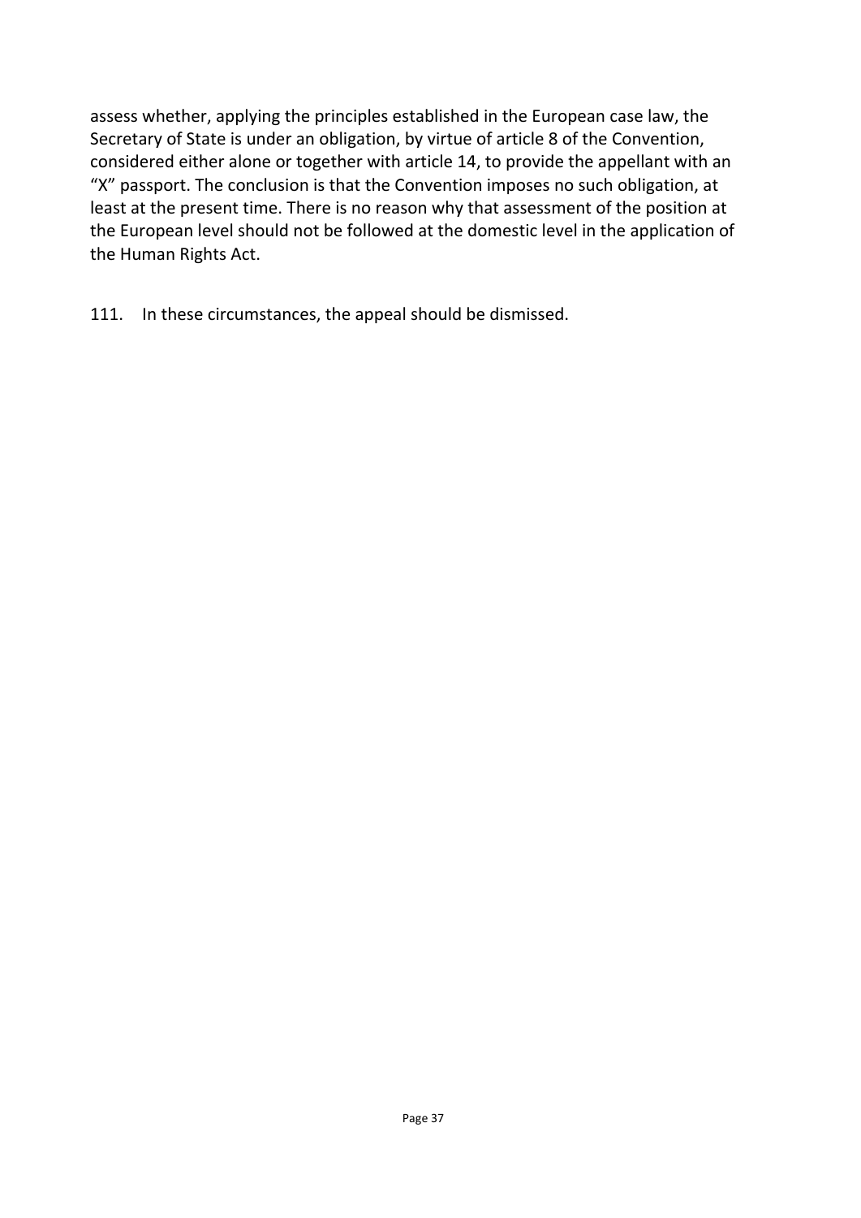assess whether, applying the principles established in the European case law, the Secretary of State is under an obligation, by virtue of article 8 of the Convention, considered either alone or together with article 14, to provide the appellant with an "X" passport. The conclusion is that the Convention imposes no such obligation, at least at the present time. There is no reason why that assessment of the position at the European level should not be followed at the domestic level in the application of the Human Rights Act.

111. In these circumstances, the appeal should be dismissed.